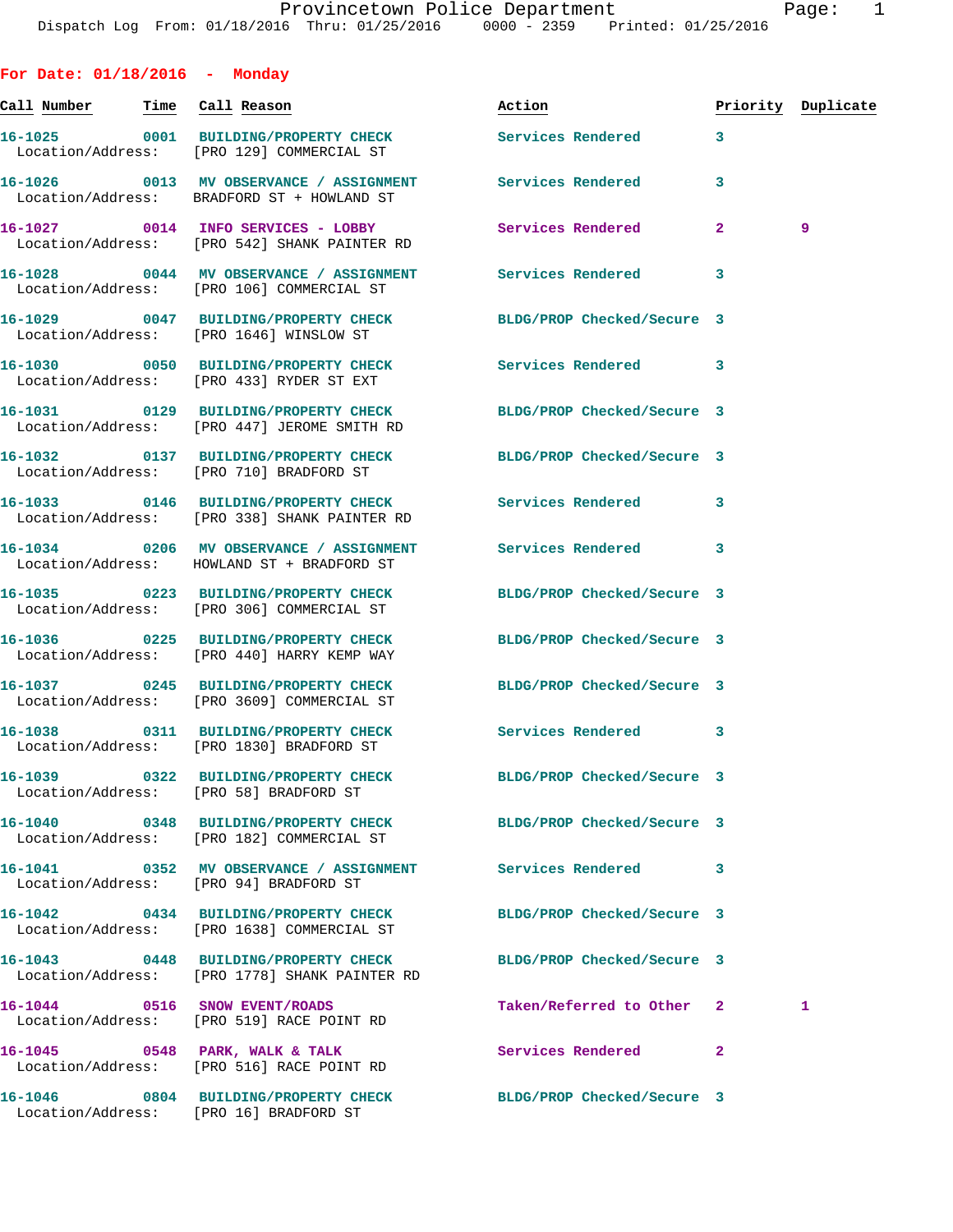Provincetown Police Department

Dispatch Log From: 01/18/2016 Thru: 01/25/2016 0000 - 2359 Printed: 01/25/2016

## For Date: 01/18/2016 - Monday

| Call Number | Time | Call Reason | Action | Priority | Duplicate |
|---|---|---|---|---|---|
| 16-1025 | 0001 | BUILDING/PROPERTY CHECK<br>Location/Address: [PRO 129] COMMERCIAL ST | Services Rendered | 3 | |
| 16-1026 | 0013 | MV OBSERVANCE / ASSIGNMENT<br>Location/Address: BRADFORD ST + HOWLAND ST | Services Rendered | 3 | |
| 16-1027 | 0014 | INFO SERVICES - LOBBY<br>Location/Address: [PRO 542] SHANK PAINTER RD | Services Rendered | 2 | 9 |
| 16-1028 | 0044 | MV OBSERVANCE / ASSIGNMENT<br>Location/Address: [PRO 106] COMMERCIAL ST | Services Rendered | 3 | |
| 16-1029 | 0047 | BUILDING/PROPERTY CHECK<br>Location/Address: [PRO 1646] WINSLOW ST | BLDG/PROP Checked/Secure | 3 | |
| 16-1030 | 0050 | BUILDING/PROPERTY CHECK<br>Location/Address: [PRO 433] RYDER ST EXT | Services Rendered | 3 | |
| 16-1031 | 0129 | BUILDING/PROPERTY CHECK<br>Location/Address: [PRO 447] JEROME SMITH RD | BLDG/PROP Checked/Secure | 3 | |
| 16-1032 | 0137 | BUILDING/PROPERTY CHECK<br>Location/Address: [PRO 710] BRADFORD ST | BLDG/PROP Checked/Secure | 3 | |
| 16-1033 | 0146 | BUILDING/PROPERTY CHECK<br>Location/Address: [PRO 338] SHANK PAINTER RD | Services Rendered | 3 | |
| 16-1034 | 0206 | MV OBSERVANCE / ASSIGNMENT<br>Location/Address: HOWLAND ST + BRADFORD ST | Services Rendered | 3 | |
| 16-1035 | 0223 | BUILDING/PROPERTY CHECK<br>Location/Address: [PRO 306] COMMERCIAL ST | BLDG/PROP Checked/Secure | 3 | |
| 16-1036 | 0225 | BUILDING/PROPERTY CHECK<br>Location/Address: [PRO 440] HARRY KEMP WAY | BLDG/PROP Checked/Secure | 3 | |
| 16-1037 | 0245 | BUILDING/PROPERTY CHECK<br>Location/Address: [PRO 3609] COMMERCIAL ST | BLDG/PROP Checked/Secure | 3 | |
| 16-1038 | 0311 | BUILDING/PROPERTY CHECK<br>Location/Address: [PRO 1830] BRADFORD ST | Services Rendered | 3 | |
| 16-1039 | 0322 | BUILDING/PROPERTY CHECK<br>Location/Address: [PRO 58] BRADFORD ST | BLDG/PROP Checked/Secure | 3 | |
| 16-1040 | 0348 | BUILDING/PROPERTY CHECK<br>Location/Address: [PRO 182] COMMERCIAL ST | BLDG/PROP Checked/Secure | 3 | |
| 16-1041 | 0352 | MV OBSERVANCE / ASSIGNMENT<br>Location/Address: [PRO 94] BRADFORD ST | Services Rendered | 3 | |
| 16-1042 | 0434 | BUILDING/PROPERTY CHECK<br>Location/Address: [PRO 1638] COMMERCIAL ST | BLDG/PROP Checked/Secure | 3 | |
| 16-1043 | 0448 | BUILDING/PROPERTY CHECK<br>Location/Address: [PRO 1778] SHANK PAINTER RD | BLDG/PROP Checked/Secure | 3 | |
| 16-1044 | 0516 | SNOW EVENT/ROADS<br>Location/Address: [PRO 519] RACE POINT RD | Taken/Referred to Other | 2 | 1 |
| 16-1045 | 0548 | PARK, WALK & TALK<br>Location/Address: [PRO 516] RACE POINT RD | Services Rendered | 2 | |
| 16-1046 | 0804 | BUILDING/PROPERTY CHECK<br>Location/Address: [PRO 16] BRADFORD ST | BLDG/PROP Checked/Secure | 3 | |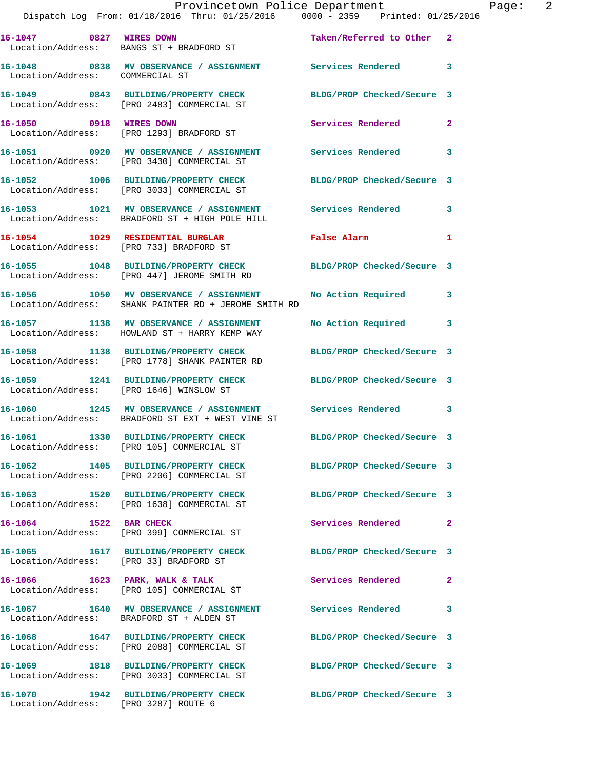16-1047 0827 WIRES DOWN Taken/Referred to Other 2
Location/Address: BANGS ST + BRADFORD ST

16-1048 0838 MV OBSERVANCE / ASSIGNMENT Services Rendered 3
Location/Address: COMMERCIAL ST

16-1049 0843 BUILDING/PROPERTY CHECK BLDG/PROP Checked/Secure 3
Location/Address: [PRO 2483] COMMERCIAL ST

16-1050 0918 WIRES DOWN Services Rendered 2
Location/Address: [PRO 1293] BRADFORD ST

16-1051 0920 MV OBSERVANCE / ASSIGNMENT Services Rendered 3
Location/Address: [PRO 3430] COMMERCIAL ST

16-1052 1006 BUILDING/PROPERTY CHECK BLDG/PROP Checked/Secure 3
Location/Address: [PRO 3033] COMMERCIAL ST

16-1053 1021 MV OBSERVANCE / ASSIGNMENT Services Rendered 3
Location/Address: BRADFORD ST + HIGH POLE HILL

16-1054 1029 RESIDENTIAL BURGLAR False Alarm 1
Location/Address: [PRO 733] BRADFORD ST

16-1055 1048 BUILDING/PROPERTY CHECK BLDG/PROP Checked/Secure 3
Location/Address: [PRO 447] JEROME SMITH RD

16-1056 1050 MV OBSERVANCE / ASSIGNMENT No Action Required 3
Location/Address: SHANK PAINTER RD + JEROME SMITH RD

16-1057 1138 MV OBSERVANCE / ASSIGNMENT No Action Required 3
Location/Address: HOWLAND ST + HARRY KEMP WAY

16-1058 1138 BUILDING/PROPERTY CHECK BLDG/PROP Checked/Secure 3
Location/Address: [PRO 1778] SHANK PAINTER RD

16-1059 1241 BUILDING/PROPERTY CHECK BLDG/PROP Checked/Secure 3
Location/Address: [PRO 1646] WINSLOW ST

16-1060 1245 MV OBSERVANCE / ASSIGNMENT Services Rendered 3
Location/Address: BRADFORD ST EXT + WEST VINE ST

16-1061 1330 BUILDING/PROPERTY CHECK BLDG/PROP Checked/Secure 3
Location/Address: [PRO 105] COMMERCIAL ST

16-1062 1405 BUILDING/PROPERTY CHECK BLDG/PROP Checked/Secure 3
Location/Address: [PRO 2206] COMMERCIAL ST

16-1063 1520 BUILDING/PROPERTY CHECK BLDG/PROP Checked/Secure 3
Location/Address: [PRO 1638] COMMERCIAL ST

16-1064 1522 BAR CHECK Services Rendered 2
Location/Address: [PRO 399] COMMERCIAL ST

16-1065 1617 BUILDING/PROPERTY CHECK BLDG/PROP Checked/Secure 3
Location/Address: [PRO 33] BRADFORD ST

16-1066 1623 PARK, WALK & TALK Services Rendered 2
Location/Address: [PRO 105] COMMERCIAL ST

16-1067 1640 MV OBSERVANCE / ASSIGNMENT Services Rendered 3
Location/Address: BRADFORD ST + ALDEN ST

16-1068 1647 BUILDING/PROPERTY CHECK BLDG/PROP Checked/Secure 3
Location/Address: [PRO 2088] COMMERCIAL ST

16-1069 1818 BUILDING/PROPERTY CHECK BLDG/PROP Checked/Secure 3
Location/Address: [PRO 3033] COMMERCIAL ST

16-1070 1942 BUILDING/PROPERTY CHECK BLDG/PROP Checked/Secure 3
Location/Address: [PRO 3287] ROUTE 6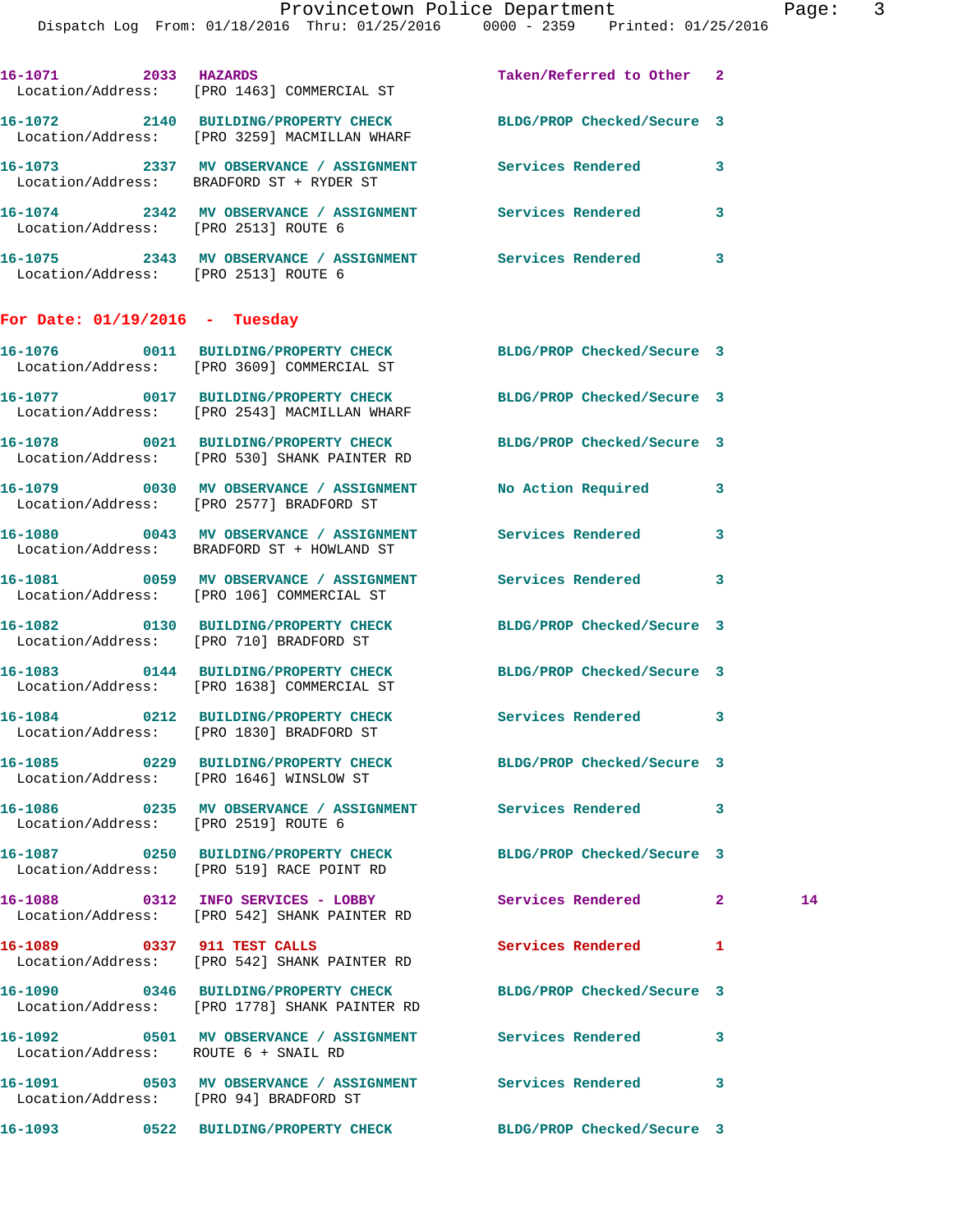16-1071 2033 HAZARDS Taken/Referred to Other 2
Location/Address: [PRO 1463] COMMERCIAL ST

16-1072 2140 BUILDING/PROPERTY CHECK BLDG/PROP Checked/Secure 3
Location/Address: [PRO 3259] MACMILLAN WHARF

16-1073 2337 MV OBSERVANCE / ASSIGNMENT Services Rendered 3
Location/Address: BRADFORD ST + RYDER ST

16-1074 2342 MV OBSERVANCE / ASSIGNMENT Services Rendered 3
Location/Address: [PRO 2513] ROUTE 6

16-1075 2343 MV OBSERVANCE / ASSIGNMENT Services Rendered 3
Location/Address: [PRO 2513] ROUTE 6

## For Date: 01/19/2016 - Tuesday

16-1076 0011 BUILDING/PROPERTY CHECK BLDG/PROP Checked/Secure 3
Location/Address: [PRO 3609] COMMERCIAL ST

16-1077 0017 BUILDING/PROPERTY CHECK BLDG/PROP Checked/Secure 3
Location/Address: [PRO 2543] MACMILLAN WHARF

16-1078 0021 BUILDING/PROPERTY CHECK BLDG/PROP Checked/Secure 3
Location/Address: [PRO 530] SHANK PAINTER RD

16-1079 0030 MV OBSERVANCE / ASSIGNMENT No Action Required 3
Location/Address: [PRO 2577] BRADFORD ST

16-1080 0043 MV OBSERVANCE / ASSIGNMENT Services Rendered 3
Location/Address: BRADFORD ST + HOWLAND ST

16-1081 0059 MV OBSERVANCE / ASSIGNMENT Services Rendered 3
Location/Address: [PRO 106] COMMERCIAL ST

16-1082 0130 BUILDING/PROPERTY CHECK BLDG/PROP Checked/Secure 3
Location/Address: [PRO 710] BRADFORD ST

16-1083 0144 BUILDING/PROPERTY CHECK BLDG/PROP Checked/Secure 3
Location/Address: [PRO 1638] COMMERCIAL ST

16-1084 0212 BUILDING/PROPERTY CHECK Services Rendered 3
Location/Address: [PRO 1830] BRADFORD ST

16-1085 0229 BUILDING/PROPERTY CHECK BLDG/PROP Checked/Secure 3
Location/Address: [PRO 1646] WINSLOW ST

16-1086 0235 MV OBSERVANCE / ASSIGNMENT Services Rendered 3
Location/Address: [PRO 2519] ROUTE 6

16-1087 0250 BUILDING/PROPERTY CHECK BLDG/PROP Checked/Secure 3
Location/Address: [PRO 519] RACE POINT RD

16-1088 0312 INFO SERVICES - LOBBY Services Rendered 2 14
Location/Address: [PRO 542] SHANK PAINTER RD

16-1089 0337 911 TEST CALLS Services Rendered 1
Location/Address: [PRO 542] SHANK PAINTER RD

16-1090 0346 BUILDING/PROPERTY CHECK BLDG/PROP Checked/Secure 3
Location/Address: [PRO 1778] SHANK PAINTER RD

16-1092 0501 MV OBSERVANCE / ASSIGNMENT Services Rendered 3
Location/Address: ROUTE 6 + SNAIL RD

16-1091 0503 MV OBSERVANCE / ASSIGNMENT Services Rendered 3
Location/Address: [PRO 94] BRADFORD ST

16-1093 0522 BUILDING/PROPERTY CHECK BLDG/PROP Checked/Secure 3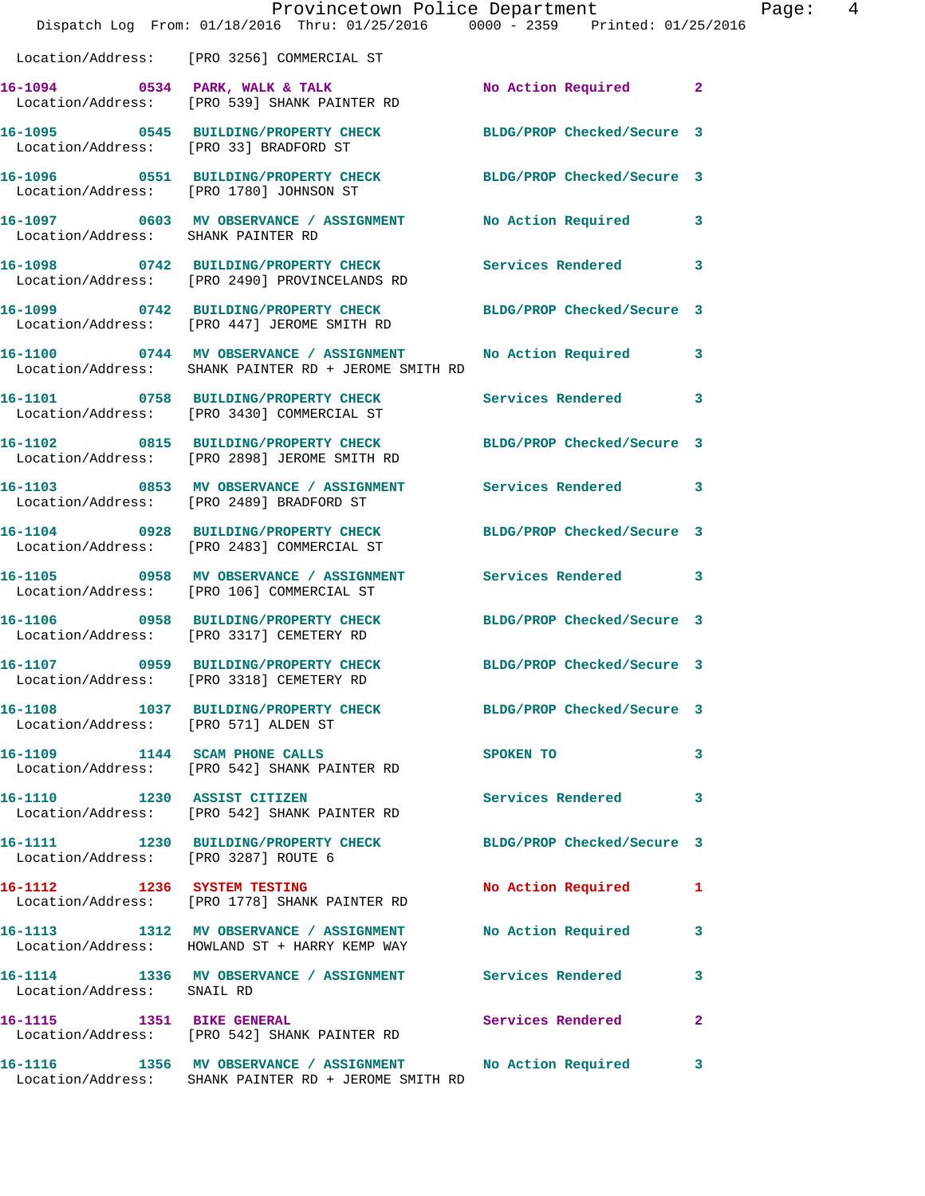Location/Address: [PRO 3256] COMMERCIAL ST

**16-1094** 0534 PARK, WALK & TALK — No Action Required — 2
Location/Address: [PRO 539] SHANK PAINTER RD

**16-1095** 0545 BUILDING/PROPERTY CHECK — BLDG/PROP Checked/Secure — 3
Location/Address: [PRO 33] BRADFORD ST

**16-1096** 0551 BUILDING/PROPERTY CHECK — BLDG/PROP Checked/Secure — 3
Location/Address: [PRO 1780] JOHNSON ST

**16-1097** 0603 MV OBSERVANCE / ASSIGNMENT — No Action Required — 3
Location/Address: SHANK PAINTER RD

**16-1098** 0742 BUILDING/PROPERTY CHECK — Services Rendered — 3
Location/Address: [PRO 2490] PROVINCELANDS RD

**16-1099** 0742 BUILDING/PROPERTY CHECK — BLDG/PROP Checked/Secure — 3
Location/Address: [PRO 447] JEROME SMITH RD

**16-1100** 0744 MV OBSERVANCE / ASSIGNMENT — No Action Required — 3
Location/Address: SHANK PAINTER RD + JEROME SMITH RD

**16-1101** 0758 BUILDING/PROPERTY CHECK — Services Rendered — 3
Location/Address: [PRO 3430] COMMERCIAL ST

**16-1102** 0815 BUILDING/PROPERTY CHECK — BLDG/PROP Checked/Secure — 3
Location/Address: [PRO 2898] JEROME SMITH RD

**16-1103** 0853 MV OBSERVANCE / ASSIGNMENT — Services Rendered — 3
Location/Address: [PRO 2489] BRADFORD ST

**16-1104** 0928 BUILDING/PROPERTY CHECK — BLDG/PROP Checked/Secure — 3
Location/Address: [PRO 2483] COMMERCIAL ST

**16-1105** 0958 MV OBSERVANCE / ASSIGNMENT — Services Rendered — 3
Location/Address: [PRO 106] COMMERCIAL ST

**16-1106** 0958 BUILDING/PROPERTY CHECK — BLDG/PROP Checked/Secure — 3
Location/Address: [PRO 3317] CEMETERY RD

**16-1107** 0959 BUILDING/PROPERTY CHECK — BLDG/PROP Checked/Secure — 3
Location/Address: [PRO 3318] CEMETERY RD

**16-1108** 1037 BUILDING/PROPERTY CHECK — BLDG/PROP Checked/Secure — 3
Location/Address: [PRO 571] ALDEN ST

**16-1109** 1144 SCAM PHONE CALLS — SPOKEN TO — 3
Location/Address: [PRO 542] SHANK PAINTER RD

**16-1110** 1230 ASSIST CITIZEN — Services Rendered — 3
Location/Address: [PRO 542] SHANK PAINTER RD

**16-1111** 1230 BUILDING/PROPERTY CHECK — BLDG/PROP Checked/Secure — 3
Location/Address: [PRO 3287] ROUTE 6

**16-1112** 1236 SYSTEM TESTING — No Action Required — 1
Location/Address: [PRO 1778] SHANK PAINTER RD

**16-1113** 1312 MV OBSERVANCE / ASSIGNMENT — No Action Required — 3
Location/Address: HOWLAND ST + HARRY KEMP WAY

**16-1114** 1336 MV OBSERVANCE / ASSIGNMENT — Services Rendered — 3
Location/Address: SNAIL RD

**16-1115** 1351 BIKE GENERAL — Services Rendered — 2
Location/Address: [PRO 542] SHANK PAINTER RD

**16-1116** 1356 MV OBSERVANCE / ASSIGNMENT — No Action Required — 3
Location/Address: SHANK PAINTER RD + JEROME SMITH RD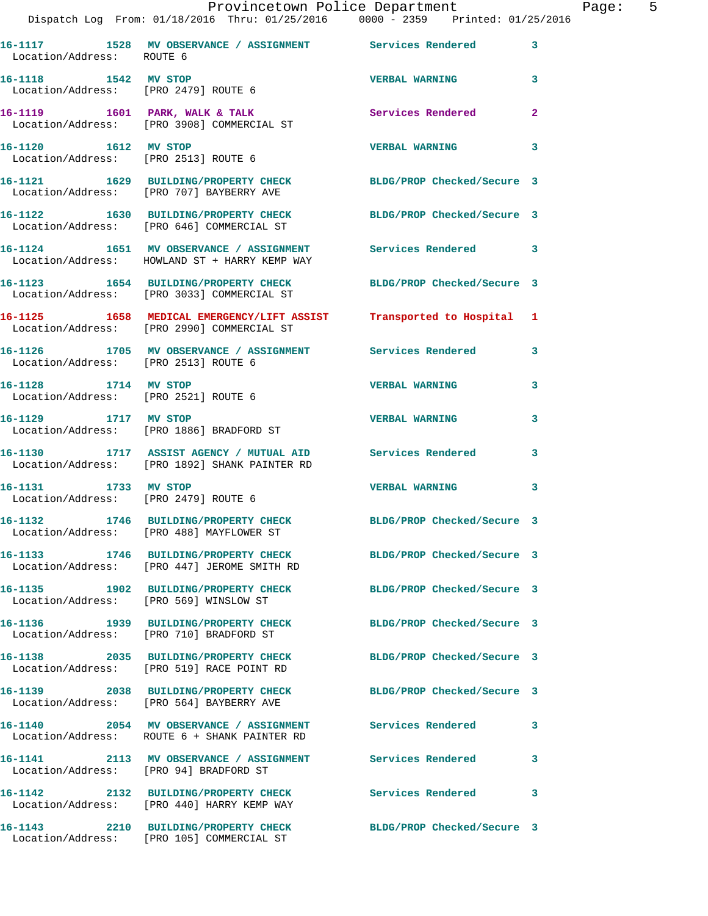| Call # | Time | Call Reason | Action | Priority |
|---|---|---|---|---|
| 16-1117 | 1528 | MV OBSERVANCE / ASSIGNMENT | Services Rendered | 3 |
| Location/Address: ROUTE 6 | | | | |
| 16-1118 | 1542 | MV STOP | VERBAL WARNING | 3 |
| Location/Address: [PRO 2479] ROUTE 6 | | | | |
| 16-1119 | 1601 | PARK, WALK & TALK | Services Rendered | 2 |
| Location/Address: [PRO 3908] COMMERCIAL ST | | | | |
| 16-1120 | 1612 | MV STOP | VERBAL WARNING | 3 |
| Location/Address: [PRO 2513] ROUTE 6 | | | | |
| 16-1121 | 1629 | BUILDING/PROPERTY CHECK | BLDG/PROP Checked/Secure | 3 |
| Location/Address: [PRO 707] BAYBERRY AVE | | | | |
| 16-1122 | 1630 | BUILDING/PROPERTY CHECK | BLDG/PROP Checked/Secure | 3 |
| Location/Address: [PRO 646] COMMERCIAL ST | | | | |
| 16-1124 | 1651 | MV OBSERVANCE / ASSIGNMENT | Services Rendered | 3 |
| Location/Address: HOWLAND ST + HARRY KEMP WAY | | | | |
| 16-1123 | 1654 | BUILDING/PROPERTY CHECK | BLDG/PROP Checked/Secure | 3 |
| Location/Address: [PRO 3033] COMMERCIAL ST | | | | |
| 16-1125 | 1658 | MEDICAL EMERGENCY/LIFT ASSIST | Transported to Hospital | 1 |
| Location/Address: [PRO 2990] COMMERCIAL ST | | | | |
| 16-1126 | 1705 | MV OBSERVANCE / ASSIGNMENT | Services Rendered | 3 |
| Location/Address: [PRO 2513] ROUTE 6 | | | | |
| 16-1128 | 1714 | MV STOP | VERBAL WARNING | 3 |
| Location/Address: [PRO 2521] ROUTE 6 | | | | |
| 16-1129 | 1717 | MV STOP | VERBAL WARNING | 3 |
| Location/Address: [PRO 1886] BRADFORD ST | | | | |
| 16-1130 | 1717 | ASSIST AGENCY / MUTUAL AID | Services Rendered | 3 |
| Location/Address: [PRO 1892] SHANK PAINTER RD | | | | |
| 16-1131 | 1733 | MV STOP | VERBAL WARNING | 3 |
| Location/Address: [PRO 2479] ROUTE 6 | | | | |
| 16-1132 | 1746 | BUILDING/PROPERTY CHECK | BLDG/PROP Checked/Secure | 3 |
| Location/Address: [PRO 488] MAYFLOWER ST | | | | |
| 16-1133 | 1746 | BUILDING/PROPERTY CHECK | BLDG/PROP Checked/Secure | 3 |
| Location/Address: [PRO 447] JEROME SMITH RD | | | | |
| 16-1135 | 1902 | BUILDING/PROPERTY CHECK | BLDG/PROP Checked/Secure | 3 |
| Location/Address: [PRO 569] WINSLOW ST | | | | |
| 16-1136 | 1939 | BUILDING/PROPERTY CHECK | BLDG/PROP Checked/Secure | 3 |
| Location/Address: [PRO 710] BRADFORD ST | | | | |
| 16-1138 | 2035 | BUILDING/PROPERTY CHECK | BLDG/PROP Checked/Secure | 3 |
| Location/Address: [PRO 519] RACE POINT RD | | | | |
| 16-1139 | 2038 | BUILDING/PROPERTY CHECK | BLDG/PROP Checked/Secure | 3 |
| Location/Address: [PRO 564] BAYBERRY AVE | | | | |
| 16-1140 | 2054 | MV OBSERVANCE / ASSIGNMENT | Services Rendered | 3 |
| Location/Address: ROUTE 6 + SHANK PAINTER RD | | | | |
| 16-1141 | 2113 | MV OBSERVANCE / ASSIGNMENT | Services Rendered | 3 |
| Location/Address: [PRO 94] BRADFORD ST | | | | |
| 16-1142 | 2132 | BUILDING/PROPERTY CHECK | Services Rendered | 3 |
| Location/Address: [PRO 440] HARRY KEMP WAY | | | | |
| 16-1143 | 2210 | BUILDING/PROPERTY CHECK | BLDG/PROP Checked/Secure | 3 |
| Location/Address: [PRO 105] COMMERCIAL ST | | | | |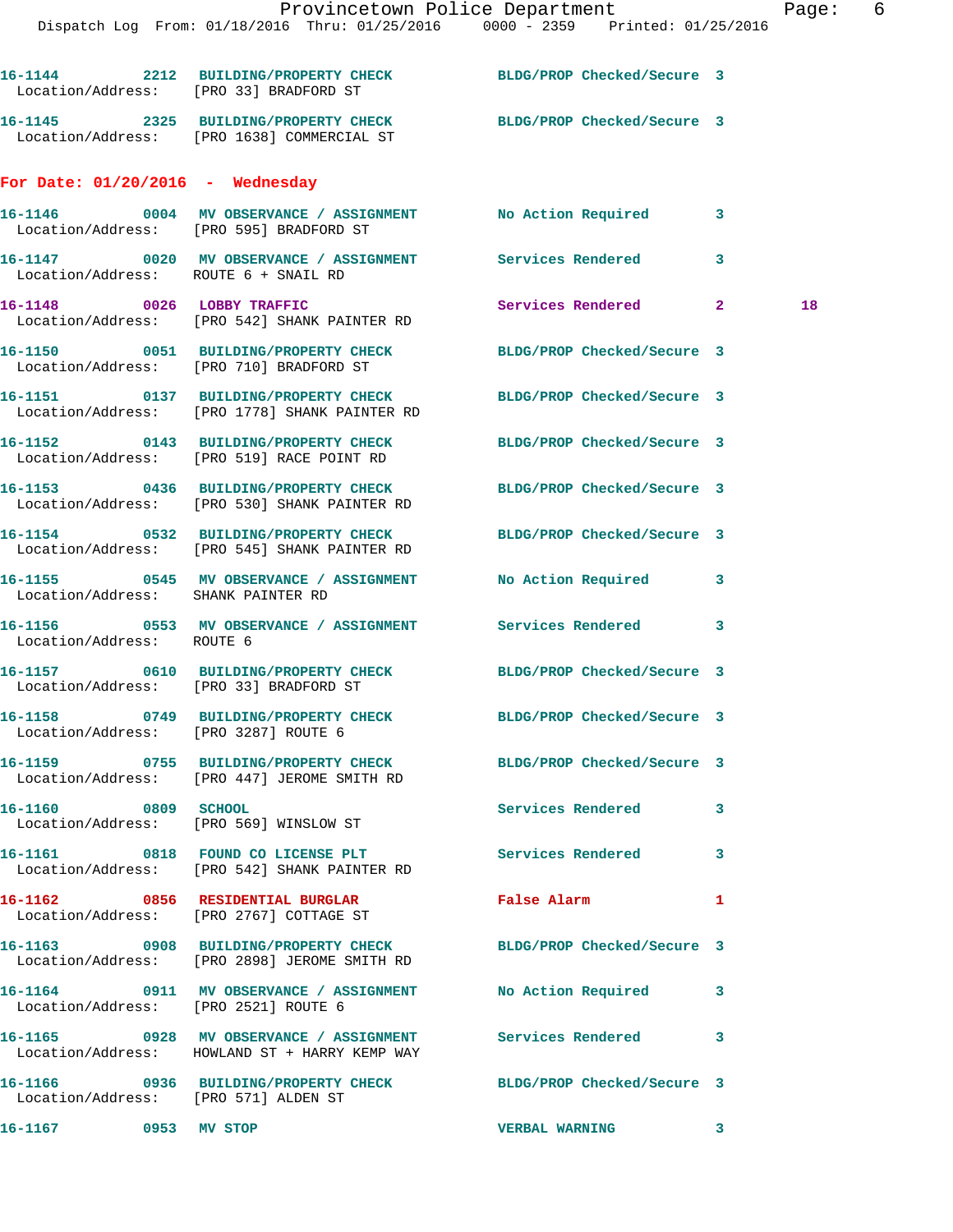16-1144 2212 BUILDING/PROPERTY CHECK BLDG/PROP Checked/Secure 3
Location/Address: [PRO 33] BRADFORD ST

16-1145 2325 BUILDING/PROPERTY CHECK BLDG/PROP Checked/Secure 3
Location/Address: [PRO 1638] COMMERCIAL ST

## For Date: 01/20/2016 - Wednesday

16-1146 0004 MV OBSERVANCE / ASSIGNMENT No Action Required 3
Location/Address: [PRO 595] BRADFORD ST

16-1147 0020 MV OBSERVANCE / ASSIGNMENT Services Rendered 3
Location/Address: ROUTE 6 + SNAIL RD

16-1148 0026 LOBBY TRAFFIC Services Rendered 2 18
Location/Address: [PRO 542] SHANK PAINTER RD

16-1150 0051 BUILDING/PROPERTY CHECK BLDG/PROP Checked/Secure 3
Location/Address: [PRO 710] BRADFORD ST

16-1151 0137 BUILDING/PROPERTY CHECK BLDG/PROP Checked/Secure 3
Location/Address: [PRO 1778] SHANK PAINTER RD

16-1152 0143 BUILDING/PROPERTY CHECK BLDG/PROP Checked/Secure 3
Location/Address: [PRO 519] RACE POINT RD

16-1153 0436 BUILDING/PROPERTY CHECK BLDG/PROP Checked/Secure 3
Location/Address: [PRO 530] SHANK PAINTER RD

16-1154 0532 BUILDING/PROPERTY CHECK BLDG/PROP Checked/Secure 3
Location/Address: [PRO 545] SHANK PAINTER RD

16-1155 0545 MV OBSERVANCE / ASSIGNMENT No Action Required 3
Location/Address: SHANK PAINTER RD

16-1156 0553 MV OBSERVANCE / ASSIGNMENT Services Rendered 3
Location/Address: ROUTE 6

16-1157 0610 BUILDING/PROPERTY CHECK BLDG/PROP Checked/Secure 3
Location/Address: [PRO 33] BRADFORD ST

16-1158 0749 BUILDING/PROPERTY CHECK BLDG/PROP Checked/Secure 3
Location/Address: [PRO 3287] ROUTE 6

16-1159 0755 BUILDING/PROPERTY CHECK BLDG/PROP Checked/Secure 3
Location/Address: [PRO 447] JEROME SMITH RD

16-1160 0809 SCHOOL Services Rendered 3
Location/Address: [PRO 569] WINSLOW ST

16-1161 0818 FOUND CO LICENSE PLT Services Rendered 3
Location/Address: [PRO 542] SHANK PAINTER RD

16-1162 0856 RESIDENTIAL BURGLAR False Alarm 1
Location/Address: [PRO 2767] COTTAGE ST

16-1163 0908 BUILDING/PROPERTY CHECK BLDG/PROP Checked/Secure 3
Location/Address: [PRO 2898] JEROME SMITH RD

16-1164 0911 MV OBSERVANCE / ASSIGNMENT No Action Required 3
Location/Address: [PRO 2521] ROUTE 6

16-1165 0928 MV OBSERVANCE / ASSIGNMENT Services Rendered 3
Location/Address: HOWLAND ST + HARRY KEMP WAY

16-1166 0936 BUILDING/PROPERTY CHECK BLDG/PROP Checked/Secure 3
Location/Address: [PRO 571] ALDEN ST

16-1167 0953 MV STOP VERBAL WARNING 3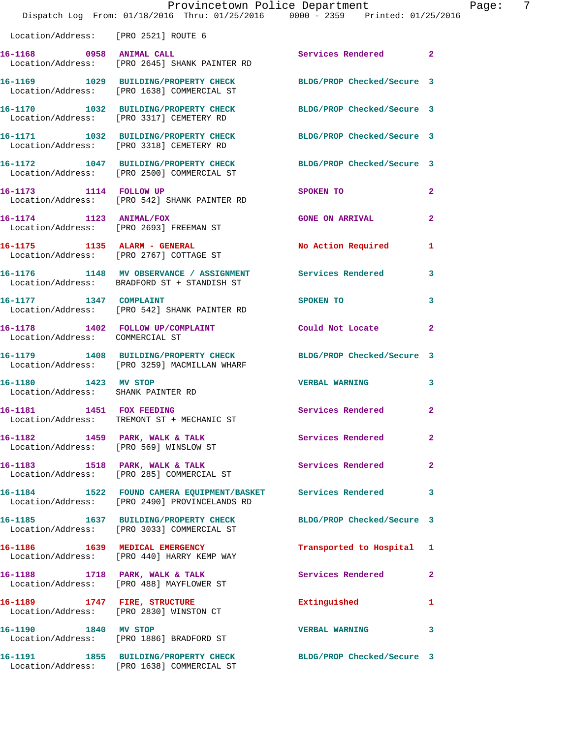Location/Address: [PRO 2521] ROUTE 6

**16-1168** 0958 **ANIMAL CALL** Services Rendered 2
Location/Address: [PRO 2645] SHANK PAINTER RD

**16-1169** 1029 **BUILDING/PROPERTY CHECK** BLDG/PROP Checked/Secure 3
Location/Address: [PRO 1638] COMMERCIAL ST

**16-1170** 1032 **BUILDING/PROPERTY CHECK** BLDG/PROP Checked/Secure 3
Location/Address: [PRO 3317] CEMETERY RD

**16-1171** 1032 **BUILDING/PROPERTY CHECK** BLDG/PROP Checked/Secure 3
Location/Address: [PRO 3318] CEMETERY RD

**16-1172** 1047 **BUILDING/PROPERTY CHECK** BLDG/PROP Checked/Secure 3
Location/Address: [PRO 2500] COMMERCIAL ST

**16-1173** 1114 **FOLLOW UP** SPOKEN TO 2
Location/Address: [PRO 542] SHANK PAINTER RD

**16-1174** 1123 **ANIMAL/FOX** GONE ON ARRIVAL 2
Location/Address: [PRO 2693] FREEMAN ST

**16-1175** 1135 **ALARM - GENERAL** No Action Required 1
Location/Address: [PRO 2767] COTTAGE ST

**16-1176** 1148 **MV OBSERVANCE / ASSIGNMENT** Services Rendered 3
Location/Address: BRADFORD ST + STANDISH ST

**16-1177** 1347 **COMPLAINT** SPOKEN TO 3
Location/Address: [PRO 542] SHANK PAINTER RD

**16-1178** 1402 **FOLLOW UP/COMPLAINT** Could Not Locate 2
Location/Address: COMMERCIAL ST

**16-1179** 1408 **BUILDING/PROPERTY CHECK** BLDG/PROP Checked/Secure 3
Location/Address: [PRO 3259] MACMILLAN WHARF

**16-1180** 1423 **MV STOP** VERBAL WARNING 3
Location/Address: SHANK PAINTER RD

**16-1181** 1451 **FOX FEEDING** Services Rendered 2
Location/Address: TREMONT ST + MECHANIC ST

**16-1182** 1459 **PARK, WALK & TALK** Services Rendered 2
Location/Address: [PRO 569] WINSLOW ST

**16-1183** 1518 **PARK, WALK & TALK** Services Rendered 2
Location/Address: [PRO 285] COMMERCIAL ST

**16-1184** 1522 **FOUND CAMERA EQUIPMENT/BASKET** Services Rendered 3
Location/Address: [PRO 2490] PROVINCELANDS RD

**16-1185** 1637 **BUILDING/PROPERTY CHECK** BLDG/PROP Checked/Secure 3
Location/Address: [PRO 3033] COMMERCIAL ST

**16-1186** 1639 **MEDICAL EMERGENCY** Transported to Hospital 1
Location/Address: [PRO 440] HARRY KEMP WAY

**16-1188** 1718 **PARK, WALK & TALK** Services Rendered 2
Location/Address: [PRO 488] MAYFLOWER ST

**16-1189** 1747 **FIRE, STRUCTURE** Extinguished 1
Location/Address: [PRO 2830] WINSTON CT

**16-1190** 1840 **MV STOP** VERBAL WARNING 3
Location/Address: [PRO 1886] BRADFORD ST

**16-1191** 1855 **BUILDING/PROPERTY CHECK** BLDG/PROP Checked/Secure 3
Location/Address: [PRO 1638] COMMERCIAL ST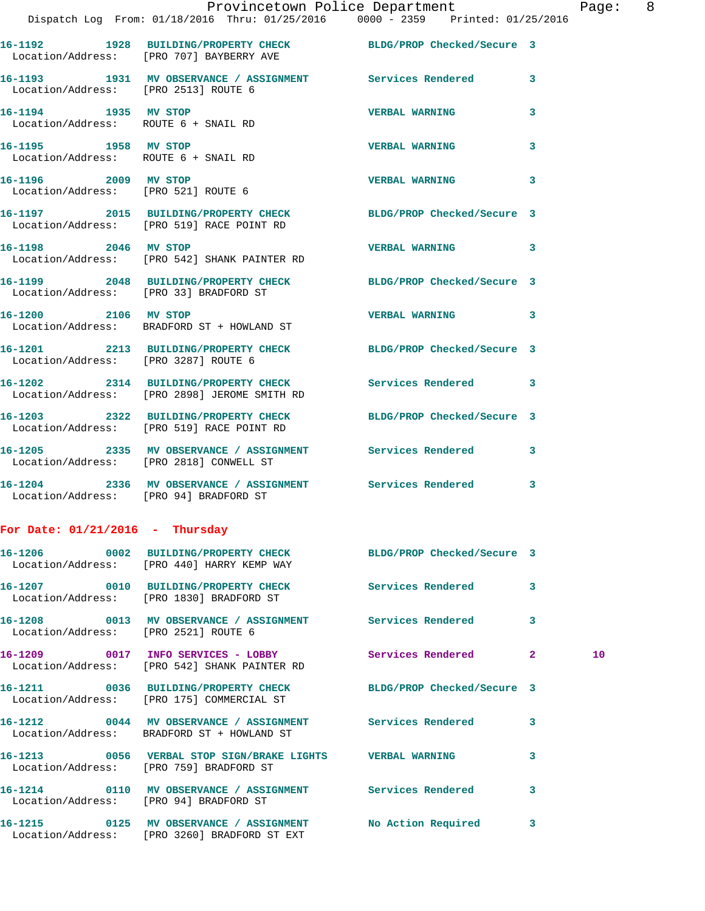16-1192 1928 BUILDING/PROPERTY CHECK BLDG/PROP Checked/Secure 3
Location/Address: [PRO 707] BAYBERRY AVE

16-1193 1931 MV OBSERVANCE / ASSIGNMENT Services Rendered 3
Location/Address: [PRO 2513] ROUTE 6

16-1194 1935 MV STOP VERBAL WARNING 3
Location/Address: ROUTE 6 + SNAIL RD

16-1195 1958 MV STOP VERBAL WARNING 3
Location/Address: ROUTE 6 + SNAIL RD

16-1196 2009 MV STOP VERBAL WARNING 3
Location/Address: [PRO 521] ROUTE 6

16-1197 2015 BUILDING/PROPERTY CHECK BLDG/PROP Checked/Secure 3
Location/Address: [PRO 519] RACE POINT RD

16-1198 2046 MV STOP VERBAL WARNING 3
Location/Address: [PRO 542] SHANK PAINTER RD

16-1199 2048 BUILDING/PROPERTY CHECK BLDG/PROP Checked/Secure 3
Location/Address: [PRO 33] BRADFORD ST

16-1200 2106 MV STOP VERBAL WARNING 3
Location/Address: BRADFORD ST + HOWLAND ST

16-1201 2213 BUILDING/PROPERTY CHECK BLDG/PROP Checked/Secure 3
Location/Address: [PRO 3287] ROUTE 6

16-1202 2314 BUILDING/PROPERTY CHECK Services Rendered 3
Location/Address: [PRO 2898] JEROME SMITH RD

16-1203 2322 BUILDING/PROPERTY CHECK BLDG/PROP Checked/Secure 3
Location/Address: [PRO 519] RACE POINT RD

16-1205 2335 MV OBSERVANCE / ASSIGNMENT Services Rendered 3
Location/Address: [PRO 2818] CONWELL ST

16-1204 2336 MV OBSERVANCE / ASSIGNMENT Services Rendered 3
Location/Address: [PRO 94] BRADFORD ST

**For Date: 01/21/2016 - Thursday**

16-1206 0002 BUILDING/PROPERTY CHECK BLDG/PROP Checked/Secure 3
Location/Address: [PRO 440] HARRY KEMP WAY

16-1207 0010 BUILDING/PROPERTY CHECK Services Rendered 3
Location/Address: [PRO 1830] BRADFORD ST

16-1208 0013 MV OBSERVANCE / ASSIGNMENT Services Rendered 3
Location/Address: [PRO 2521] ROUTE 6

16-1209 0017 INFO SERVICES - LOBBY Services Rendered 2 10
Location/Address: [PRO 542] SHANK PAINTER RD

16-1211 0036 BUILDING/PROPERTY CHECK BLDG/PROP Checked/Secure 3
Location/Address: [PRO 175] COMMERCIAL ST

16-1212 0044 MV OBSERVANCE / ASSIGNMENT Services Rendered 3
Location/Address: BRADFORD ST + HOWLAND ST

16-1213 0056 VERBAL STOP SIGN/BRAKE LIGHTS VERBAL WARNING 3
Location/Address: [PRO 759] BRADFORD ST

16-1214 0110 MV OBSERVANCE / ASSIGNMENT Services Rendered 3
Location/Address: [PRO 94] BRADFORD ST

16-1215 0125 MV OBSERVANCE / ASSIGNMENT No Action Required 3
Location/Address: [PRO 3260] BRADFORD ST EXT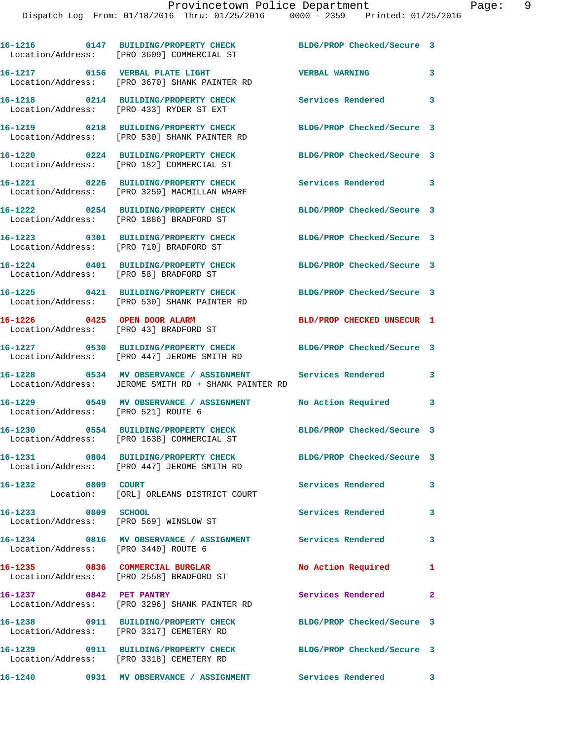16-1216 0147 BUILDING/PROPERTY CHECK BLDG/PROP Checked/Secure 3
Location/Address: [PRO 3609] COMMERCIAL ST

16-1217 0156 VERBAL PLATE LIGHT VERBAL WARNING 3
Location/Address: [PRO 3670] SHANK PAINTER RD

16-1218 0214 BUILDING/PROPERTY CHECK Services Rendered 3
Location/Address: [PRO 433] RYDER ST EXT

16-1219 0218 BUILDING/PROPERTY CHECK BLDG/PROP Checked/Secure 3
Location/Address: [PRO 530] SHANK PAINTER RD

16-1220 0224 BUILDING/PROPERTY CHECK BLDG/PROP Checked/Secure 3
Location/Address: [PRO 182] COMMERCIAL ST

16-1221 0226 BUILDING/PROPERTY CHECK Services Rendered 3
Location/Address: [PRO 3259] MACMILLAN WHARF

16-1222 0254 BUILDING/PROPERTY CHECK BLDG/PROP Checked/Secure 3
Location/Address: [PRO 1886] BRADFORD ST

16-1223 0301 BUILDING/PROPERTY CHECK BLDG/PROP Checked/Secure 3
Location/Address: [PRO 710] BRADFORD ST

16-1224 0401 BUILDING/PROPERTY CHECK BLDG/PROP Checked/Secure 3
Location/Address: [PRO 58] BRADFORD ST

16-1225 0421 BUILDING/PROPERTY CHECK BLDG/PROP Checked/Secure 3
Location/Address: [PRO 530] SHANK PAINTER RD

16-1226 0425 OPEN DOOR ALARM BLD/PROP CHECKED UNSECUR 1
Location/Address: [PRO 43] BRADFORD ST

16-1227 0530 BUILDING/PROPERTY CHECK BLDG/PROP Checked/Secure 3
Location/Address: [PRO 447] JEROME SMITH RD

16-1228 0534 MV OBSERVANCE / ASSIGNMENT Services Rendered 3
Location/Address: JEROME SMITH RD + SHANK PAINTER RD

16-1229 0549 MV OBSERVANCE / ASSIGNMENT No Action Required 3
Location/Address: [PRO 521] ROUTE 6

16-1230 0554 BUILDING/PROPERTY CHECK BLDG/PROP Checked/Secure 3
Location/Address: [PRO 1638] COMMERCIAL ST

16-1231 0804 BUILDING/PROPERTY CHECK BLDG/PROP Checked/Secure 3
Location/Address: [PRO 447] JEROME SMITH RD

16-1232 0809 COURT Services Rendered 3
Location: [ORL] ORLEANS DISTRICT COURT

16-1233 0809 SCHOOL Services Rendered 3
Location/Address: [PRO 569] WINSLOW ST

16-1234 0816 MV OBSERVANCE / ASSIGNMENT Services Rendered 3
Location/Address: [PRO 3440] ROUTE 6

16-1235 0836 COMMERCIAL BURGLAR No Action Required 1
Location/Address: [PRO 2558] BRADFORD ST

16-1237 0842 PET PANTRY Services Rendered 2
Location/Address: [PRO 3296] SHANK PAINTER RD

16-1238 0911 BUILDING/PROPERTY CHECK BLDG/PROP Checked/Secure 3
Location/Address: [PRO 3317] CEMETERY RD

16-1239 0911 BUILDING/PROPERTY CHECK BLDG/PROP Checked/Secure 3
Location/Address: [PRO 3318] CEMETERY RD

16-1240 0931 MV OBSERVANCE / ASSIGNMENT Services Rendered 3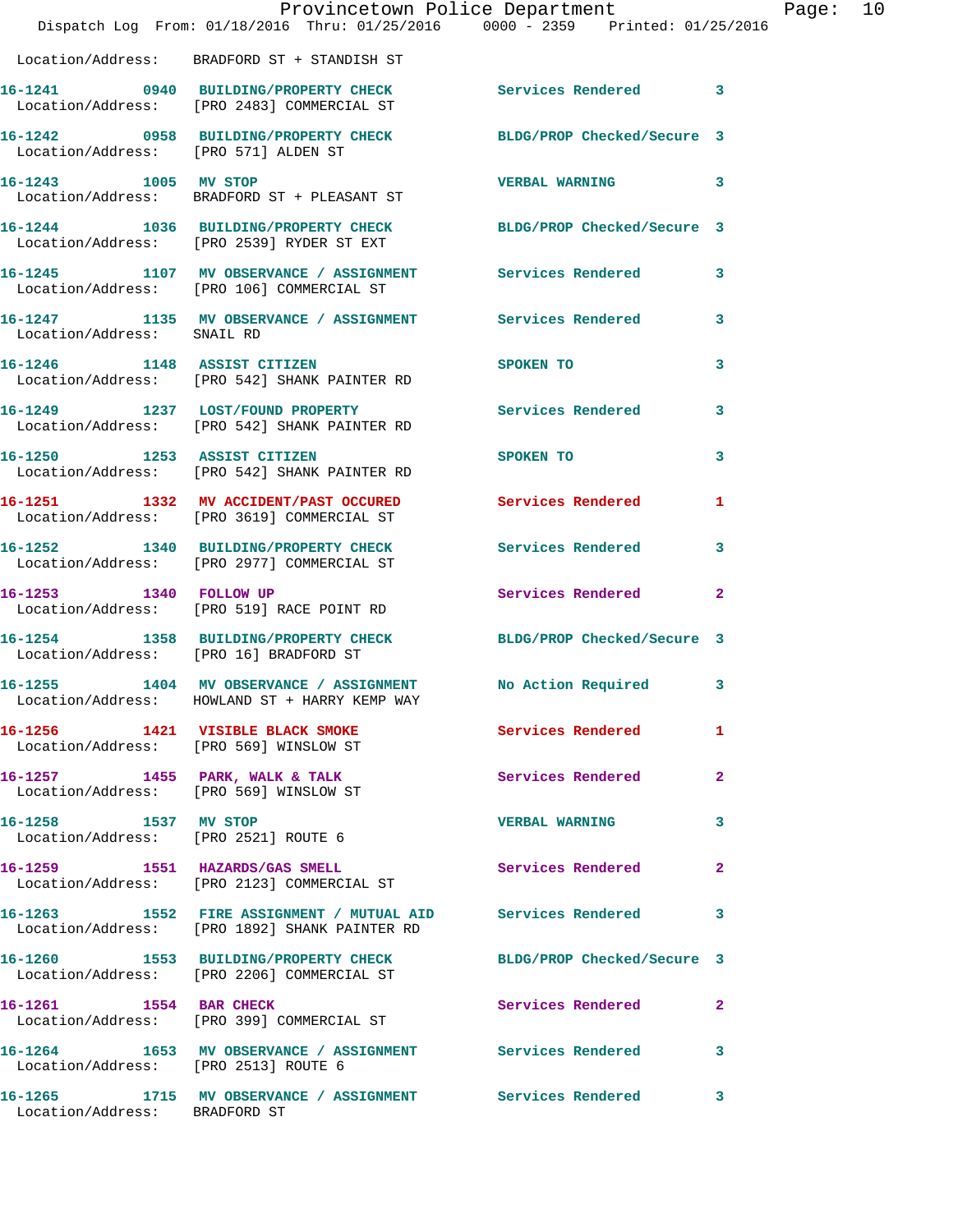Location/Address: BRADFORD ST + STANDISH ST

| Call # | Time | Call Reason | Action | Priority |
|---|---|---|---|---|
| 16-1241 | 0940 | BUILDING/PROPERTY CHECK | Services Rendered | 3 |
| | | Location/Address: [PRO 2483] COMMERCIAL ST | | |
| 16-1242 | 0958 | BUILDING/PROPERTY CHECK | BLDG/PROP Checked/Secure | 3 |
| | | Location/Address: [PRO 571] ALDEN ST | | |
| 16-1243 | 1005 | MV STOP | VERBAL WARNING | 3 |
| | | Location/Address: BRADFORD ST + PLEASANT ST | | |
| 16-1244 | 1036 | BUILDING/PROPERTY CHECK | BLDG/PROP Checked/Secure | 3 |
| | | Location/Address: [PRO 2539] RYDER ST EXT | | |
| 16-1245 | 1107 | MV OBSERVANCE / ASSIGNMENT | Services Rendered | 3 |
| | | Location/Address: [PRO 106] COMMERCIAL ST | | |
| 16-1247 | 1135 | MV OBSERVANCE / ASSIGNMENT | Services Rendered | 3 |
| | | Location/Address: SNAIL RD | | |
| 16-1246 | 1148 | ASSIST CITIZEN | SPOKEN TO | 3 |
| | | Location/Address: [PRO 542] SHANK PAINTER RD | | |
| 16-1249 | 1237 | LOST/FOUND PROPERTY | Services Rendered | 3 |
| | | Location/Address: [PRO 542] SHANK PAINTER RD | | |
| 16-1250 | 1253 | ASSIST CITIZEN | SPOKEN TO | 3 |
| | | Location/Address: [PRO 542] SHANK PAINTER RD | | |
| 16-1251 | 1332 | MV ACCIDENT/PAST OCCURED | Services Rendered | 1 |
| | | Location/Address: [PRO 3619] COMMERCIAL ST | | |
| 16-1252 | 1340 | BUILDING/PROPERTY CHECK | Services Rendered | 3 |
| | | Location/Address: [PRO 2977] COMMERCIAL ST | | |
| 16-1253 | 1340 | FOLLOW UP | Services Rendered | 2 |
| | | Location/Address: [PRO 519] RACE POINT RD | | |
| 16-1254 | 1358 | BUILDING/PROPERTY CHECK | BLDG/PROP Checked/Secure | 3 |
| | | Location/Address: [PRO 16] BRADFORD ST | | |
| 16-1255 | 1404 | MV OBSERVANCE / ASSIGNMENT | No Action Required | 3 |
| | | Location/Address: HOWLAND ST + HARRY KEMP WAY | | |
| 16-1256 | 1421 | VISIBLE BLACK SMOKE | Services Rendered | 1 |
| | | Location/Address: [PRO 569] WINSLOW ST | | |
| 16-1257 | 1455 | PARK, WALK & TALK | Services Rendered | 2 |
| | | Location/Address: [PRO 569] WINSLOW ST | | |
| 16-1258 | 1537 | MV STOP | VERBAL WARNING | 3 |
| | | Location/Address: [PRO 2521] ROUTE 6 | | |
| 16-1259 | 1551 | HAZARDS/GAS SMELL | Services Rendered | 2 |
| | | Location/Address: [PRO 2123] COMMERCIAL ST | | |
| 16-1263 | 1552 | FIRE ASSIGNMENT / MUTUAL AID | Services Rendered | 3 |
| | | Location/Address: [PRO 1892] SHANK PAINTER RD | | |
| 16-1260 | 1553 | BUILDING/PROPERTY CHECK | BLDG/PROP Checked/Secure | 3 |
| | | Location/Address: [PRO 2206] COMMERCIAL ST | | |
| 16-1261 | 1554 | BAR CHECK | Services Rendered | 2 |
| | | Location/Address: [PRO 399] COMMERCIAL ST | | |
| 16-1264 | 1653 | MV OBSERVANCE / ASSIGNMENT | Services Rendered | 3 |
| | | Location/Address: [PRO 2513] ROUTE 6 | | |
| 16-1265 | 1715 | MV OBSERVANCE / ASSIGNMENT | Services Rendered | 3 |
| | | Location/Address: BRADFORD ST | | |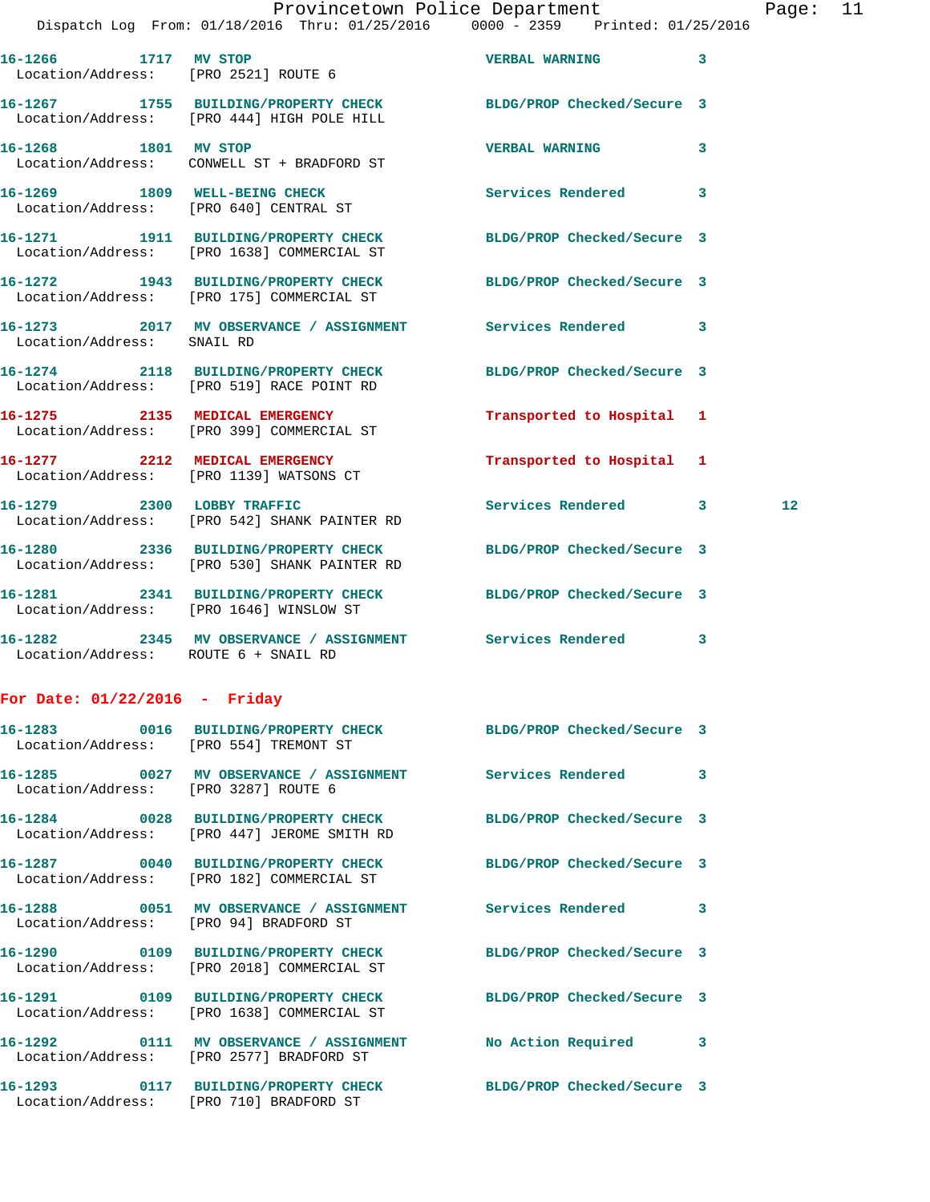16-1266 1717 MV STOP VERBAL WARNING 3
Location/Address: [PRO 2521] ROUTE 6

16-1267 1755 BUILDING/PROPERTY CHECK BLDG/PROP Checked/Secure 3
Location/Address: [PRO 444] HIGH POLE HILL

16-1268 1801 MV STOP VERBAL WARNING 3
Location/Address: CONWELL ST + BRADFORD ST

16-1269 1809 WELL-BEING CHECK Services Rendered 3
Location/Address: [PRO 640] CENTRAL ST

16-1271 1911 BUILDING/PROPERTY CHECK BLDG/PROP Checked/Secure 3
Location/Address: [PRO 1638] COMMERCIAL ST

16-1272 1943 BUILDING/PROPERTY CHECK BLDG/PROP Checked/Secure 3
Location/Address: [PRO 175] COMMERCIAL ST

16-1273 2017 MV OBSERVANCE / ASSIGNMENT Services Rendered 3
Location/Address: SNAIL RD

16-1274 2118 BUILDING/PROPERTY CHECK BLDG/PROP Checked/Secure 3
Location/Address: [PRO 519] RACE POINT RD

16-1275 2135 MEDICAL EMERGENCY Transported to Hospital 1
Location/Address: [PRO 399] COMMERCIAL ST

16-1277 2212 MEDICAL EMERGENCY Transported to Hospital 1
Location/Address: [PRO 1139] WATSONS CT

16-1279 2300 LOBBY TRAFFIC Services Rendered 3 12
Location/Address: [PRO 542] SHANK PAINTER RD

16-1280 2336 BUILDING/PROPERTY CHECK BLDG/PROP Checked/Secure 3
Location/Address: [PRO 530] SHANK PAINTER RD

16-1281 2341 BUILDING/PROPERTY CHECK BLDG/PROP Checked/Secure 3
Location/Address: [PRO 1646] WINSLOW ST

16-1282 2345 MV OBSERVANCE / ASSIGNMENT Services Rendered 3
Location/Address: ROUTE 6 + SNAIL RD

**For Date: 01/22/2016 - Friday**

16-1283 0016 BUILDING/PROPERTY CHECK BLDG/PROP Checked/Secure 3
Location/Address: [PRO 554] TREMONT ST

16-1285 0027 MV OBSERVANCE / ASSIGNMENT Services Rendered 3
Location/Address: [PRO 3287] ROUTE 6

16-1284 0028 BUILDING/PROPERTY CHECK BLDG/PROP Checked/Secure 3
Location/Address: [PRO 447] JEROME SMITH RD

16-1287 0040 BUILDING/PROPERTY CHECK BLDG/PROP Checked/Secure 3
Location/Address: [PRO 182] COMMERCIAL ST

16-1288 0051 MV OBSERVANCE / ASSIGNMENT Services Rendered 3
Location/Address: [PRO 94] BRADFORD ST

16-1290 0109 BUILDING/PROPERTY CHECK BLDG/PROP Checked/Secure 3
Location/Address: [PRO 2018] COMMERCIAL ST

16-1291 0109 BUILDING/PROPERTY CHECK BLDG/PROP Checked/Secure 3
Location/Address: [PRO 1638] COMMERCIAL ST

16-1292 0111 MV OBSERVANCE / ASSIGNMENT No Action Required 3
Location/Address: [PRO 2577] BRADFORD ST

16-1293 0117 BUILDING/PROPERTY CHECK BLDG/PROP Checked/Secure 3
Location/Address: [PRO 710] BRADFORD ST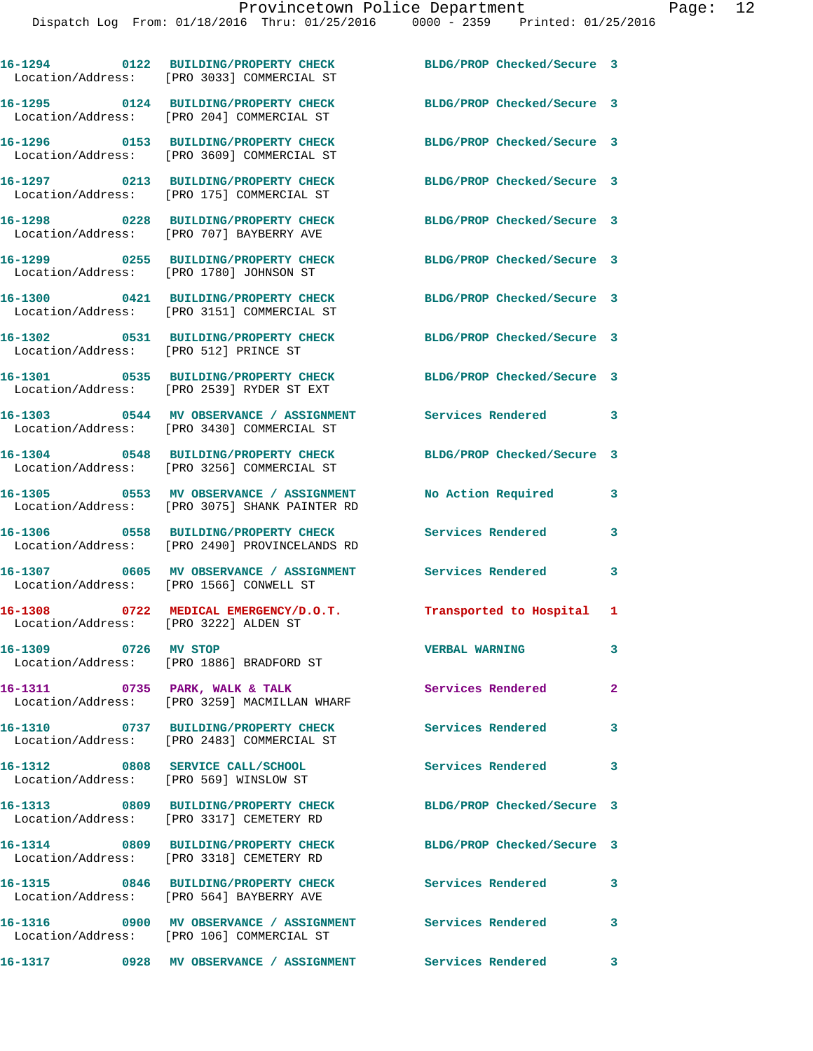16-1294 0122 BUILDING/PROPERTY CHECK BLDG/PROP Checked/Secure 3
Location/Address: [PRO 3033] COMMERCIAL ST

16-1295 0124 BUILDING/PROPERTY CHECK BLDG/PROP Checked/Secure 3
Location/Address: [PRO 204] COMMERCIAL ST

16-1296 0153 BUILDING/PROPERTY CHECK BLDG/PROP Checked/Secure 3
Location/Address: [PRO 3609] COMMERCIAL ST

16-1297 0213 BUILDING/PROPERTY CHECK BLDG/PROP Checked/Secure 3
Location/Address: [PRO 175] COMMERCIAL ST

16-1298 0228 BUILDING/PROPERTY CHECK BLDG/PROP Checked/Secure 3
Location/Address: [PRO 707] BAYBERRY AVE

16-1299 0255 BUILDING/PROPERTY CHECK BLDG/PROP Checked/Secure 3
Location/Address: [PRO 1780] JOHNSON ST

16-1300 0421 BUILDING/PROPERTY CHECK BLDG/PROP Checked/Secure 3
Location/Address: [PRO 3151] COMMERCIAL ST

16-1302 0531 BUILDING/PROPERTY CHECK BLDG/PROP Checked/Secure 3
Location/Address: [PRO 512] PRINCE ST

16-1301 0535 BUILDING/PROPERTY CHECK BLDG/PROP Checked/Secure 3
Location/Address: [PRO 2539] RYDER ST EXT

16-1303 0544 MV OBSERVANCE / ASSIGNMENT Services Rendered 3
Location/Address: [PRO 3430] COMMERCIAL ST

16-1304 0548 BUILDING/PROPERTY CHECK BLDG/PROP Checked/Secure 3
Location/Address: [PRO 3256] COMMERCIAL ST

16-1305 0553 MV OBSERVANCE / ASSIGNMENT No Action Required 3
Location/Address: [PRO 3075] SHANK PAINTER RD

16-1306 0558 BUILDING/PROPERTY CHECK Services Rendered 3
Location/Address: [PRO 2490] PROVINCELANDS RD

16-1307 0605 MV OBSERVANCE / ASSIGNMENT Services Rendered 3
Location/Address: [PRO 1566] CONWELL ST

16-1308 0722 MEDICAL EMERGENCY/D.O.T. Transported to Hospital 1
Location/Address: [PRO 3222] ALDEN ST

16-1309 0726 MV STOP VERBAL WARNING 3
Location/Address: [PRO 1886] BRADFORD ST

16-1311 0735 PARK, WALK & TALK Services Rendered 2
Location/Address: [PRO 3259] MACMILLAN WHARF

16-1310 0737 BUILDING/PROPERTY CHECK Services Rendered 3
Location/Address: [PRO 2483] COMMERCIAL ST

16-1312 0808 SERVICE CALL/SCHOOL Services Rendered 3
Location/Address: [PRO 569] WINSLOW ST

16-1313 0809 BUILDING/PROPERTY CHECK BLDG/PROP Checked/Secure 3
Location/Address: [PRO 3317] CEMETERY RD

16-1314 0809 BUILDING/PROPERTY CHECK BLDG/PROP Checked/Secure 3
Location/Address: [PRO 3318] CEMETERY RD

16-1315 0846 BUILDING/PROPERTY CHECK Services Rendered 3
Location/Address: [PRO 564] BAYBERRY AVE

16-1316 0900 MV OBSERVANCE / ASSIGNMENT Services Rendered 3
Location/Address: [PRO 106] COMMERCIAL ST

16-1317 0928 MV OBSERVANCE / ASSIGNMENT Services Rendered 3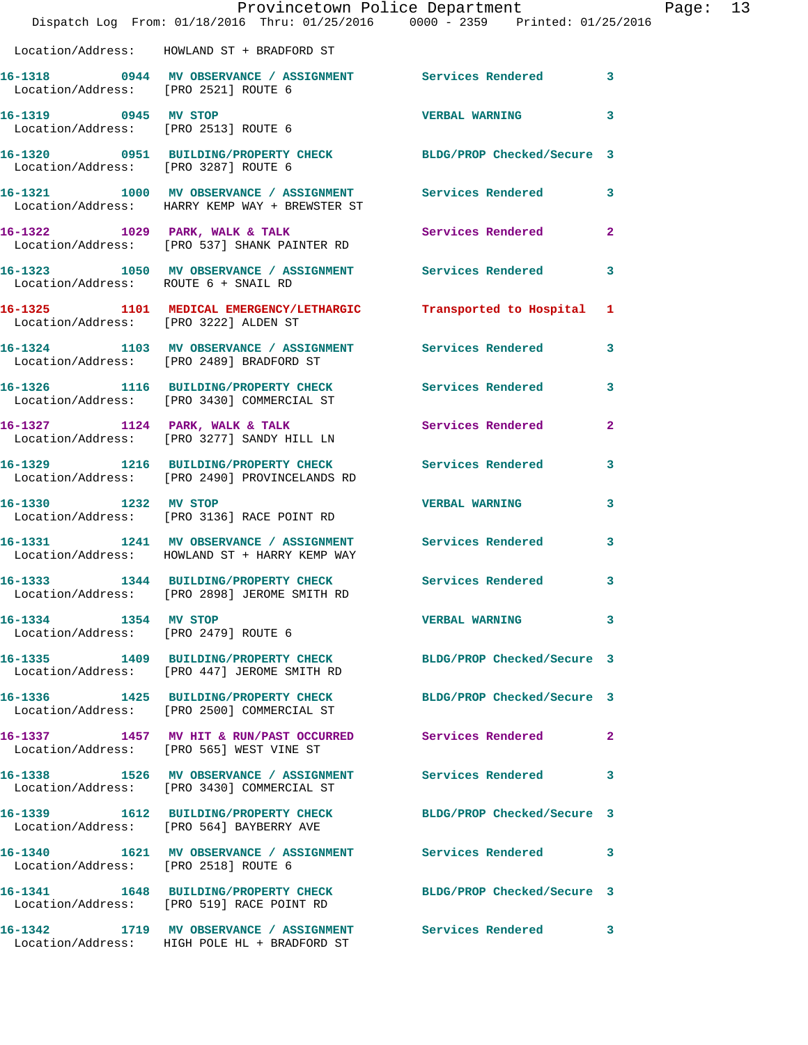Location/Address: HOWLAND ST + BRADFORD ST

16-1318 0944 MV OBSERVANCE / ASSIGNMENT Services Rendered 3
Location/Address: [PRO 2521] ROUTE 6

16-1319 0945 MV STOP VERBAL WARNING 3
Location/Address: [PRO 2513] ROUTE 6

16-1320 0951 BUILDING/PROPERTY CHECK BLDG/PROP Checked/Secure 3
Location/Address: [PRO 3287] ROUTE 6

16-1321 1000 MV OBSERVANCE / ASSIGNMENT Services Rendered 3
Location/Address: HARRY KEMP WAY + BREWSTER ST

16-1322 1029 PARK, WALK & TALK Services Rendered 2
Location/Address: [PRO 537] SHANK PAINTER RD

16-1323 1050 MV OBSERVANCE / ASSIGNMENT Services Rendered 3
Location/Address: ROUTE 6 + SNAIL RD

16-1325 1101 MEDICAL EMERGENCY/LETHARGIC Transported to Hospital 1
Location/Address: [PRO 3222] ALDEN ST

16-1324 1103 MV OBSERVANCE / ASSIGNMENT Services Rendered 3
Location/Address: [PRO 2489] BRADFORD ST

16-1326 1116 BUILDING/PROPERTY CHECK Services Rendered 3
Location/Address: [PRO 3430] COMMERCIAL ST

16-1327 1124 PARK, WALK & TALK Services Rendered 2
Location/Address: [PRO 3277] SANDY HILL LN

16-1329 1216 BUILDING/PROPERTY CHECK Services Rendered 3
Location/Address: [PRO 2490] PROVINCELANDS RD

16-1330 1232 MV STOP VERBAL WARNING 3
Location/Address: [PRO 3136] RACE POINT RD

16-1331 1241 MV OBSERVANCE / ASSIGNMENT Services Rendered 3
Location/Address: HOWLAND ST + HARRY KEMP WAY

16-1333 1344 BUILDING/PROPERTY CHECK Services Rendered 3
Location/Address: [PRO 2898] JEROME SMITH RD

16-1334 1354 MV STOP VERBAL WARNING 3
Location/Address: [PRO 2479] ROUTE 6

16-1335 1409 BUILDING/PROPERTY CHECK BLDG/PROP Checked/Secure 3
Location/Address: [PRO 447] JEROME SMITH RD

16-1336 1425 BUILDING/PROPERTY CHECK BLDG/PROP Checked/Secure 3
Location/Address: [PRO 2500] COMMERCIAL ST

16-1337 1457 MV HIT & RUN/PAST OCCURRED Services Rendered 2
Location/Address: [PRO 565] WEST VINE ST

16-1338 1526 MV OBSERVANCE / ASSIGNMENT Services Rendered 3
Location/Address: [PRO 3430] COMMERCIAL ST

16-1339 1612 BUILDING/PROPERTY CHECK BLDG/PROP Checked/Secure 3
Location/Address: [PRO 564] BAYBERRY AVE

16-1340 1621 MV OBSERVANCE / ASSIGNMENT Services Rendered 3
Location/Address: [PRO 2518] ROUTE 6

16-1341 1648 BUILDING/PROPERTY CHECK BLDG/PROP Checked/Secure 3
Location/Address: [PRO 519] RACE POINT RD

16-1342 1719 MV OBSERVANCE / ASSIGNMENT Services Rendered 3
Location/Address: HIGH POLE HL + BRADFORD ST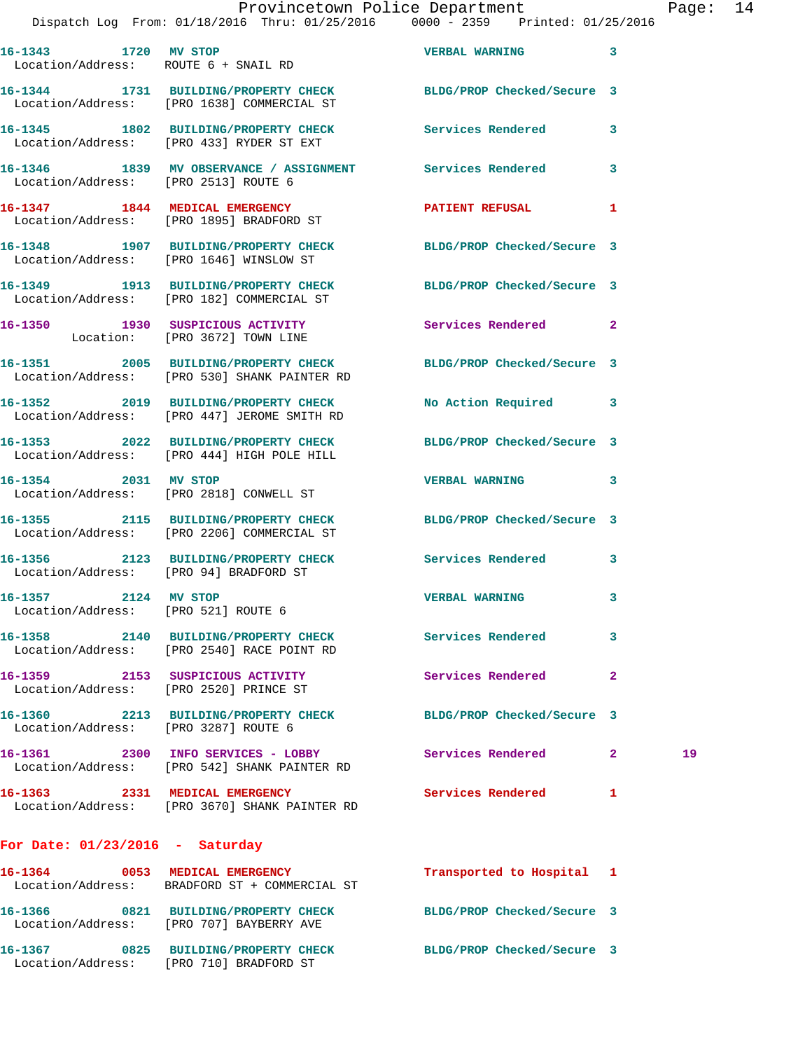16-1343 1720 MV STOP VERBAL WARNING 3
Location/Address: ROUTE 6 + SNAIL RD

16-1344 1731 BUILDING/PROPERTY CHECK BLDG/PROP Checked/Secure 3
Location/Address: [PRO 1638] COMMERCIAL ST

16-1345 1802 BUILDING/PROPERTY CHECK Services Rendered 3
Location/Address: [PRO 433] RYDER ST EXT

16-1346 1839 MV OBSERVANCE / ASSIGNMENT Services Rendered 3
Location/Address: [PRO 2513] ROUTE 6

16-1347 1844 MEDICAL EMERGENCY PATIENT REFUSAL 1
Location/Address: [PRO 1895] BRADFORD ST

16-1348 1907 BUILDING/PROPERTY CHECK BLDG/PROP Checked/Secure 3
Location/Address: [PRO 1646] WINSLOW ST

16-1349 1913 BUILDING/PROPERTY CHECK BLDG/PROP Checked/Secure 3
Location/Address: [PRO 182] COMMERCIAL ST

16-1350 1930 SUSPICIOUS ACTIVITY Services Rendered 2
Location: [PRO 3672] TOWN LINE

16-1351 2005 BUILDING/PROPERTY CHECK BLDG/PROP Checked/Secure 3
Location/Address: [PRO 530] SHANK PAINTER RD

16-1352 2019 BUILDING/PROPERTY CHECK No Action Required 3
Location/Address: [PRO 447] JEROME SMITH RD

16-1353 2022 BUILDING/PROPERTY CHECK BLDG/PROP Checked/Secure 3
Location/Address: [PRO 444] HIGH POLE HILL

16-1354 2031 MV STOP VERBAL WARNING 3
Location/Address: [PRO 2818] CONWELL ST

16-1355 2115 BUILDING/PROPERTY CHECK BLDG/PROP Checked/Secure 3
Location/Address: [PRO 2206] COMMERCIAL ST

16-1356 2123 BUILDING/PROPERTY CHECK Services Rendered 3
Location/Address: [PRO 94] BRADFORD ST

16-1357 2124 MV STOP VERBAL WARNING 3
Location/Address: [PRO 521] ROUTE 6

16-1358 2140 BUILDING/PROPERTY CHECK Services Rendered 3
Location/Address: [PRO 2540] RACE POINT RD

16-1359 2153 SUSPICIOUS ACTIVITY Services Rendered 2
Location/Address: [PRO 2520] PRINCE ST

16-1360 2213 BUILDING/PROPERTY CHECK BLDG/PROP Checked/Secure 3
Location/Address: [PRO 3287] ROUTE 6

16-1361 2300 INFO SERVICES - LOBBY Services Rendered 2 19
Location/Address: [PRO 542] SHANK PAINTER RD

16-1363 2331 MEDICAL EMERGENCY Services Rendered 1
Location/Address: [PRO 3670] SHANK PAINTER RD

## For Date: 01/23/2016 - Saturday

16-1364 0053 MEDICAL EMERGENCY Transported to Hospital 1
Location/Address: BRADFORD ST + COMMERCIAL ST

16-1366 0821 BUILDING/PROPERTY CHECK BLDG/PROP Checked/Secure 3
Location/Address: [PRO 707] BAYBERRY AVE

16-1367 0825 BUILDING/PROPERTY CHECK BLDG/PROP Checked/Secure 3
Location/Address: [PRO 710] BRADFORD ST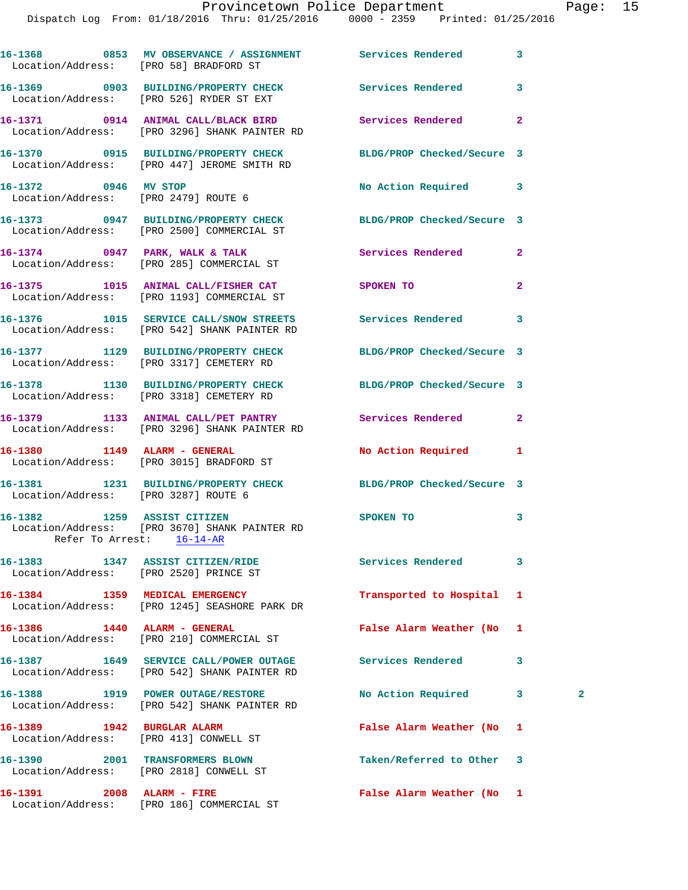16-1368 0853 MV OBSERVANCE / ASSIGNMENT Services Rendered 3
Location/Address: [PRO 58] BRADFORD ST

16-1369 0903 BUILDING/PROPERTY CHECK Services Rendered 3
Location/Address: [PRO 526] RYDER ST EXT

16-1371 0914 ANIMAL CALL/BLACK BIRD Services Rendered 2
Location/Address: [PRO 3296] SHANK PAINTER RD

16-1370 0915 BUILDING/PROPERTY CHECK BLDG/PROP Checked/Secure 3
Location/Address: [PRO 447] JEROME SMITH RD

16-1372 0946 MV STOP No Action Required 3
Location/Address: [PRO 2479] ROUTE 6

16-1373 0947 BUILDING/PROPERTY CHECK BLDG/PROP Checked/Secure 3
Location/Address: [PRO 2500] COMMERCIAL ST

16-1374 0947 PARK, WALK & TALK Services Rendered 2
Location/Address: [PRO 285] COMMERCIAL ST

16-1375 1015 ANIMAL CALL/FISHER CAT SPOKEN TO 2
Location/Address: [PRO 1193] COMMERCIAL ST

16-1376 1015 SERVICE CALL/SNOW STREETS Services Rendered 3
Location/Address: [PRO 542] SHANK PAINTER RD

16-1377 1129 BUILDING/PROPERTY CHECK BLDG/PROP Checked/Secure 3
Location/Address: [PRO 3317] CEMETERY RD

16-1378 1130 BUILDING/PROPERTY CHECK BLDG/PROP Checked/Secure 3
Location/Address: [PRO 3318] CEMETERY RD

16-1379 1133 ANIMAL CALL/PET PANTRY Services Rendered 2
Location/Address: [PRO 3296] SHANK PAINTER RD

16-1380 1149 ALARM - GENERAL No Action Required 1
Location/Address: [PRO 3015] BRADFORD ST

16-1381 1231 BUILDING/PROPERTY CHECK BLDG/PROP Checked/Secure 3
Location/Address: [PRO 3287] ROUTE 6

16-1382 1259 ASSIST CITIZEN SPOKEN TO 3
Location/Address: [PRO 3670] SHANK PAINTER RD
Refer To Arrest: 16-14-AR

16-1383 1347 ASSIST CITIZEN/RIDE Services Rendered 3
Location/Address: [PRO 2520] PRINCE ST

16-1384 1359 MEDICAL EMERGENCY Transported to Hospital 1
Location/Address: [PRO 1245] SEASHORE PARK DR

16-1386 1440 ALARM - GENERAL False Alarm Weather (No 1
Location/Address: [PRO 210] COMMERCIAL ST

16-1387 1649 SERVICE CALL/POWER OUTAGE Services Rendered 3
Location/Address: [PRO 542] SHANK PAINTER RD

16-1388 1919 POWER OUTAGE/RESTORE No Action Required 3 2
Location/Address: [PRO 542] SHANK PAINTER RD

16-1389 1942 BURGLAR ALARM False Alarm Weather (No 1
Location/Address: [PRO 413] CONWELL ST

16-1390 2001 TRANSFORMERS BLOWN Taken/Referred to Other 3
Location/Address: [PRO 2818] CONWELL ST

16-1391 2008 ALARM - FIRE False Alarm Weather (No 1
Location/Address: [PRO 186] COMMERCIAL ST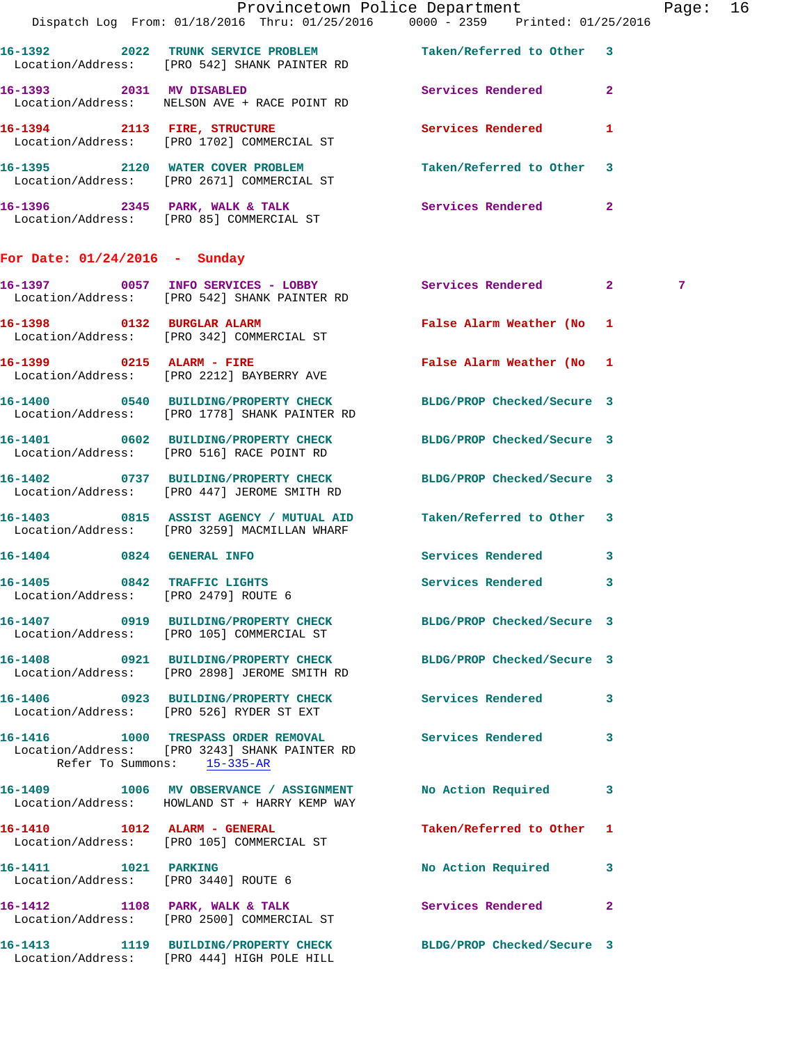16-1392 2022 TRUNK SERVICE PROBLEM Taken/Referred to Other 3
Location/Address: [PRO 542] SHANK PAINTER RD

16-1393 2031 MV DISABLED Services Rendered 2
Location/Address: NELSON AVE + RACE POINT RD

16-1394 2113 FIRE, STRUCTURE Services Rendered 1
Location/Address: [PRO 1702] COMMERCIAL ST

16-1395 2120 WATER COVER PROBLEM Taken/Referred to Other 3
Location/Address: [PRO 2671] COMMERCIAL ST

16-1396 2345 PARK, WALK & TALK Services Rendered 2
Location/Address: [PRO 85] COMMERCIAL ST

**For Date: 01/24/2016 - Sunday**

16-1397 0057 INFO SERVICES - LOBBY Services Rendered 2 7
Location/Address: [PRO 542] SHANK PAINTER RD

16-1398 0132 BURGLAR ALARM False Alarm Weather (No 1
Location/Address: [PRO 342] COMMERCIAL ST

16-1399 0215 ALARM - FIRE False Alarm Weather (No 1
Location/Address: [PRO 2212] BAYBERRY AVE

16-1400 0540 BUILDING/PROPERTY CHECK BLDG/PROP Checked/Secure 3
Location/Address: [PRO 1778] SHANK PAINTER RD

16-1401 0602 BUILDING/PROPERTY CHECK BLDG/PROP Checked/Secure 3
Location/Address: [PRO 516] RACE POINT RD

16-1402 0737 BUILDING/PROPERTY CHECK BLDG/PROP Checked/Secure 3
Location/Address: [PRO 447] JEROME SMITH RD

16-1403 0815 ASSIST AGENCY / MUTUAL AID Taken/Referred to Other 3
Location/Address: [PRO 3259] MACMILLAN WHARF

16-1404 0824 GENERAL INFO Services Rendered 3

16-1405 0842 TRAFFIC LIGHTS Services Rendered 3
Location/Address: [PRO 2479] ROUTE 6

16-1407 0919 BUILDING/PROPERTY CHECK BLDG/PROP Checked/Secure 3
Location/Address: [PRO 105] COMMERCIAL ST

16-1408 0921 BUILDING/PROPERTY CHECK BLDG/PROP Checked/Secure 3
Location/Address: [PRO 2898] JEROME SMITH RD

16-1406 0923 BUILDING/PROPERTY CHECK Services Rendered 3
Location/Address: [PRO 526] RYDER ST EXT

16-1416 1000 TRESPASS ORDER REMOVAL Services Rendered 3
Location/Address: [PRO 3243] SHANK PAINTER RD
Refer To Summons: 15-335-AR

16-1409 1006 MV OBSERVANCE / ASSIGNMENT No Action Required 3
Location/Address: HOWLAND ST + HARRY KEMP WAY

16-1410 1012 ALARM - GENERAL Taken/Referred to Other 1
Location/Address: [PRO 105] COMMERCIAL ST

16-1411 1021 PARKING No Action Required 3
Location/Address: [PRO 3440] ROUTE 6

16-1412 1108 PARK, WALK & TALK Services Rendered 2
Location/Address: [PRO 2500] COMMERCIAL ST

16-1413 1119 BUILDING/PROPERTY CHECK BLDG/PROP Checked/Secure 3
Location/Address: [PRO 444] HIGH POLE HILL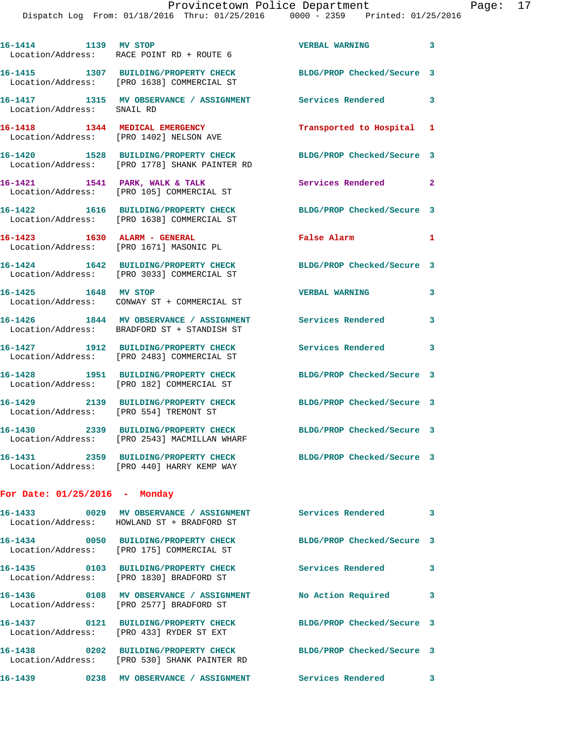16-1414 1139 MV STOP VERBAL WARNING 3
Location/Address: RACE POINT RD + ROUTE 6

16-1415 1307 BUILDING/PROPERTY CHECK BLDG/PROP Checked/Secure 3
Location/Address: [PRO 1638] COMMERCIAL ST

16-1417 1315 MV OBSERVANCE / ASSIGNMENT Services Rendered 3
Location/Address: SNAIL RD

16-1418 1344 MEDICAL EMERGENCY Transported to Hospital 1
Location/Address: [PRO 1402] NELSON AVE

16-1420 1528 BUILDING/PROPERTY CHECK BLDG/PROP Checked/Secure 3
Location/Address: [PRO 1778] SHANK PAINTER RD

16-1421 1541 PARK, WALK & TALK Services Rendered 2
Location/Address: [PRO 105] COMMERCIAL ST

16-1422 1616 BUILDING/PROPERTY CHECK BLDG/PROP Checked/Secure 3
Location/Address: [PRO 1638] COMMERCIAL ST

16-1423 1630 ALARM - GENERAL False Alarm 1
Location/Address: [PRO 1671] MASONIC PL

16-1424 1642 BUILDING/PROPERTY CHECK BLDG/PROP Checked/Secure 3
Location/Address: [PRO 3033] COMMERCIAL ST

16-1425 1648 MV STOP VERBAL WARNING 3
Location/Address: CONWAY ST + COMMERCIAL ST

16-1426 1844 MV OBSERVANCE / ASSIGNMENT Services Rendered 3
Location/Address: BRADFORD ST + STANDISH ST

16-1427 1912 BUILDING/PROPERTY CHECK Services Rendered 3
Location/Address: [PRO 2483] COMMERCIAL ST

16-1428 1951 BUILDING/PROPERTY CHECK BLDG/PROP Checked/Secure 3
Location/Address: [PRO 182] COMMERCIAL ST

16-1429 2139 BUILDING/PROPERTY CHECK BLDG/PROP Checked/Secure 3
Location/Address: [PRO 554] TREMONT ST

16-1430 2339 BUILDING/PROPERTY CHECK BLDG/PROP Checked/Secure 3
Location/Address: [PRO 2543] MACMILLAN WHARF

16-1431 2359 BUILDING/PROPERTY CHECK BLDG/PROP Checked/Secure 3
Location/Address: [PRO 440] HARRY KEMP WAY

**For Date: 01/25/2016 - Monday**

16-1433 0029 MV OBSERVANCE / ASSIGNMENT Services Rendered 3
Location/Address: HOWLAND ST + BRADFORD ST

16-1434 0050 BUILDING/PROPERTY CHECK BLDG/PROP Checked/Secure 3
Location/Address: [PRO 175] COMMERCIAL ST

16-1435 0103 BUILDING/PROPERTY CHECK Services Rendered 3
Location/Address: [PRO 1830] BRADFORD ST

16-1436 0108 MV OBSERVANCE / ASSIGNMENT No Action Required 3
Location/Address: [PRO 2577] BRADFORD ST

16-1437 0121 BUILDING/PROPERTY CHECK BLDG/PROP Checked/Secure 3
Location/Address: [PRO 433] RYDER ST EXT

16-1438 0202 BUILDING/PROPERTY CHECK BLDG/PROP Checked/Secure 3
Location/Address: [PRO 530] SHANK PAINTER RD

16-1439 0238 MV OBSERVANCE / ASSIGNMENT Services Rendered 3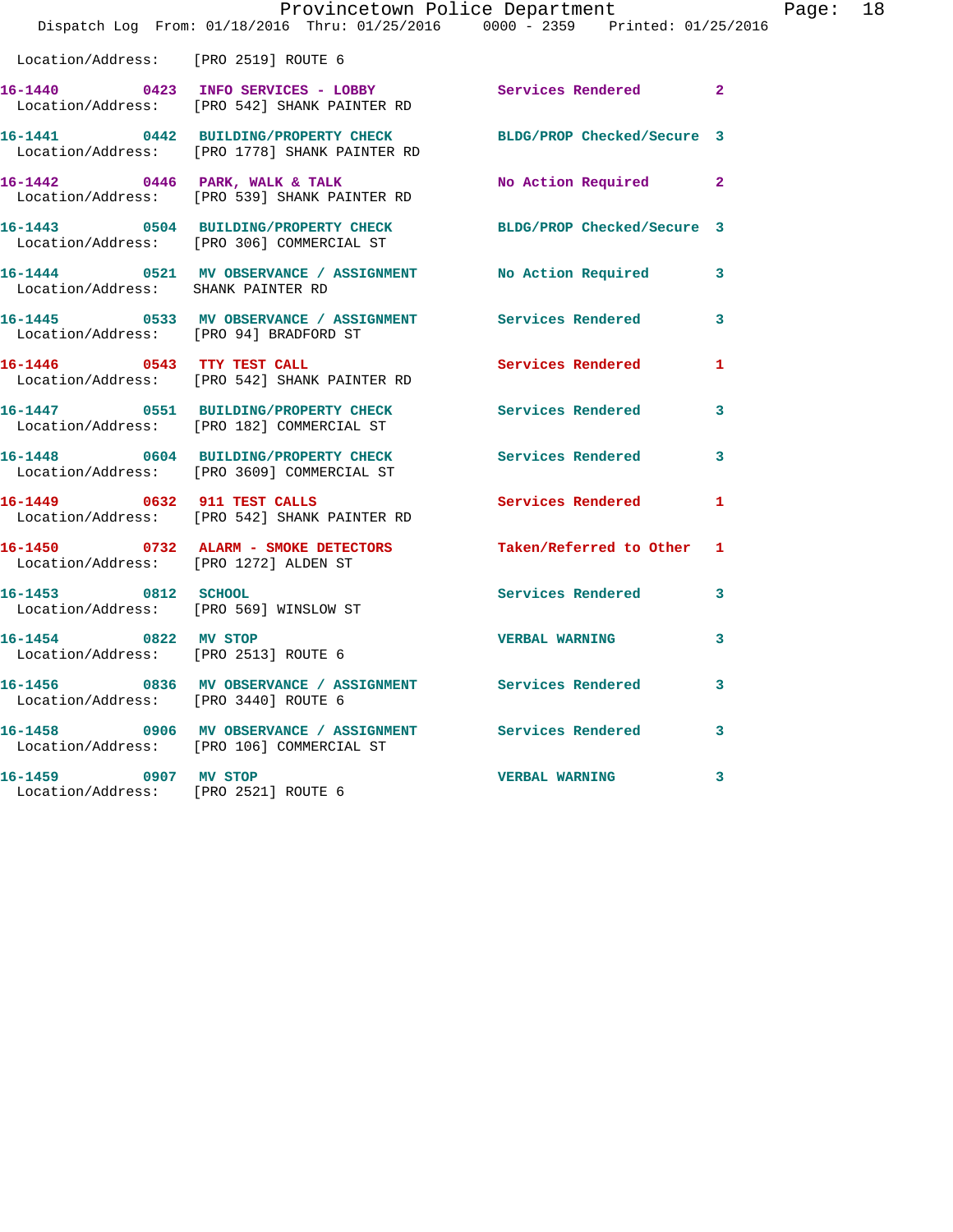Location/Address: [PRO 2519] ROUTE 6

**16-1440 0423 INFO SERVICES - LOBBY** Services Rendered 2
Location/Address: [PRO 542] SHANK PAINTER RD

**16-1441 0442 BUILDING/PROPERTY CHECK** BLDG/PROP Checked/Secure 3
Location/Address: [PRO 1778] SHANK PAINTER RD

**16-1442 0446 PARK, WALK & TALK** No Action Required 2
Location/Address: [PRO 539] SHANK PAINTER RD

**16-1443 0504 BUILDING/PROPERTY CHECK** BLDG/PROP Checked/Secure 3
Location/Address: [PRO 306] COMMERCIAL ST

**16-1444 0521 MV OBSERVANCE / ASSIGNMENT** No Action Required 3
Location/Address: SHANK PAINTER RD

**16-1445 0533 MV OBSERVANCE / ASSIGNMENT** Services Rendered 3
Location/Address: [PRO 94] BRADFORD ST

**16-1446 0543 TTY TEST CALL** Services Rendered 1
Location/Address: [PRO 542] SHANK PAINTER RD

**16-1447 0551 BUILDING/PROPERTY CHECK** Services Rendered 3
Location/Address: [PRO 182] COMMERCIAL ST

**16-1448 0604 BUILDING/PROPERTY CHECK** Services Rendered 3
Location/Address: [PRO 3609] COMMERCIAL ST

**16-1449 0632 911 TEST CALLS** Services Rendered 1
Location/Address: [PRO 542] SHANK PAINTER RD

**16-1450 0732 ALARM - SMOKE DETECTORS** Taken/Referred to Other 1
Location/Address: [PRO 1272] ALDEN ST

**16-1453 0812 SCHOOL** Services Rendered 3
Location/Address: [PRO 569] WINSLOW ST

**16-1454 0822 MV STOP** VERBAL WARNING 3
Location/Address: [PRO 2513] ROUTE 6

**16-1456 0836 MV OBSERVANCE / ASSIGNMENT** Services Rendered 3
Location/Address: [PRO 3440] ROUTE 6

**16-1458 0906 MV OBSERVANCE / ASSIGNMENT** Services Rendered 3
Location/Address: [PRO 106] COMMERCIAL ST

**16-1459 0907 MV STOP** VERBAL WARNING 3
Location/Address: [PRO 2521] ROUTE 6